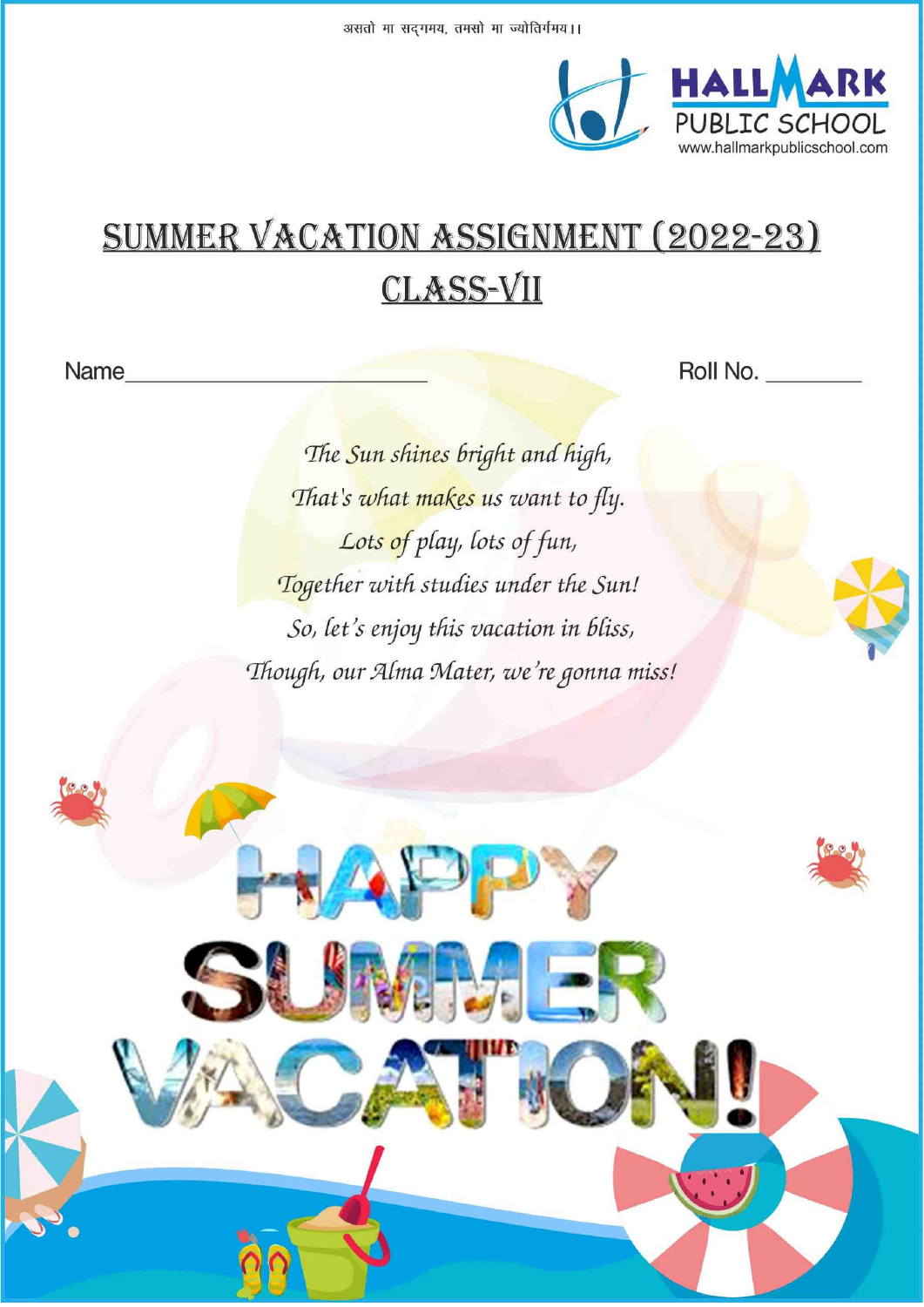असतो मा सद्गमय, तमसो मा ज्योतिर्गमय।।

HALLMARK PUBLIC SCHOOL
www.hallmarkpublicschool.com

# SUMMER VACATION ASSIGNMENT (2022-23)

## CLASS-VII

Name________________________ Roll No. ________

*The Sun shines bright and high,*
*That's what makes us want to fly.*
*Lots of play, lots of fun,*
*Together with studies under the Sun!*
*So, let's enjoy this vacation in bliss,*
*Though, our Alma Mater, we're gonna miss!*

HAPPY SUMMER VACATION!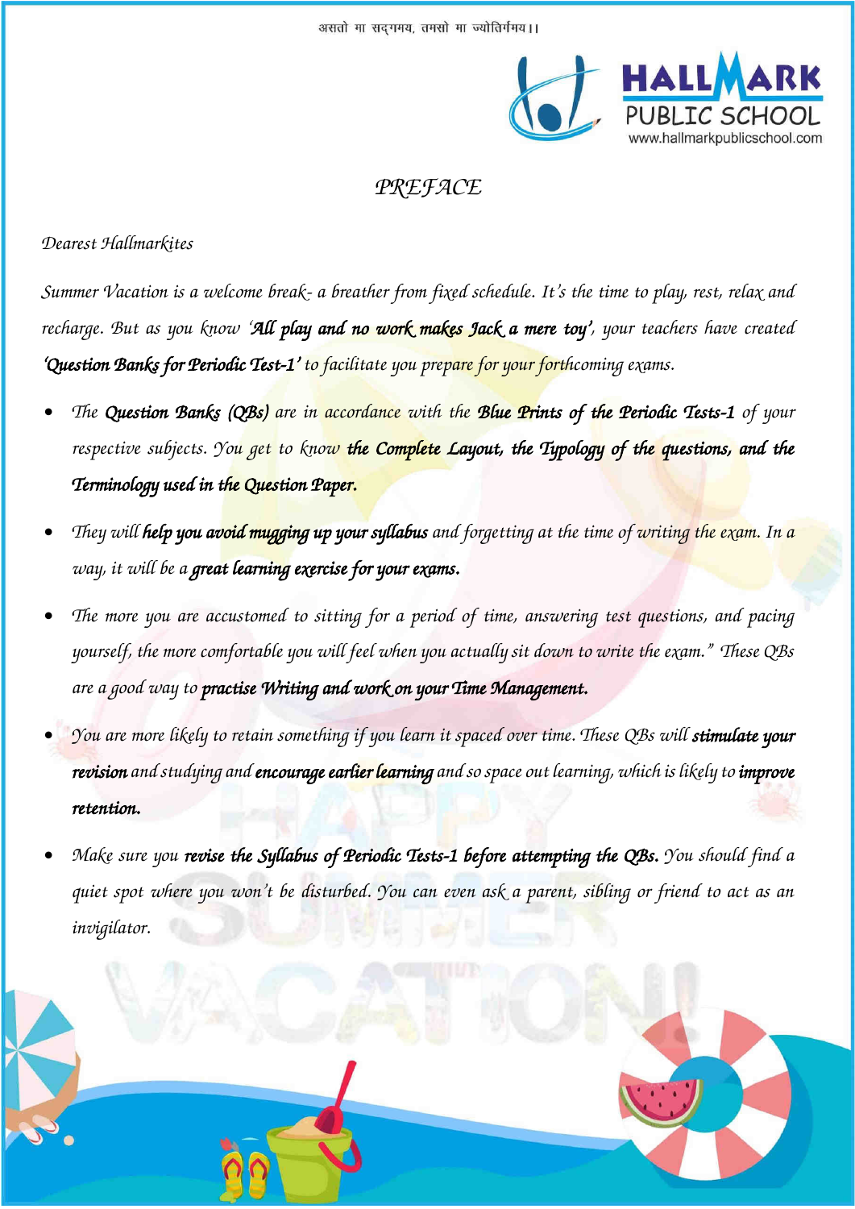असतो मा सद्गमय, तमसो मा ज्योतिर्गमय।।

HALLMARK PUBLIC SCHOOL
www.hallmarkpublicschool.com

# *PREFACE*

*Dearest Hallmarkites*

*Summer Vacation is a welcome break- a breather from fixed schedule. It's the time to play, rest, relax and recharge. But as you know '**All play and no work makes Jack a mere toy**', your teachers have created '**Question Banks for Periodic Test-1**' to facilitate you prepare for your forthcoming exams.*

- *The **Question Banks (QBs)** are in accordance with the **Blue Prints of the Periodic Tests-1** of your respective subjects. You get to know **the Complete Layout, the Typology of the questions, and the Terminology used in the Question Paper.***
- *They will **help you avoid mugging up your syllabus** and forgetting at the time of writing the exam. In a way, it will be a **great learning exercise for your exams.***
- *The more you are accustomed to sitting for a period of time, answering test questions, and pacing yourself, the more comfortable you will feel when you actually sit down to write the exam." These QBs are a good way to **practise Writing and work on your Time Management.***
- *You are more likely to retain something if you learn it spaced over time. These QBs will **stimulate your revision** and studying and **encourage earlier learning** and so space out learning, which is likely to **improve retention.***
- *Make sure you **revise the Syllabus of Periodic Tests-1 before attempting the QBs.** You should find a quiet spot where you won't be disturbed. You can even ask a parent, sibling or friend to act as an invigilator.*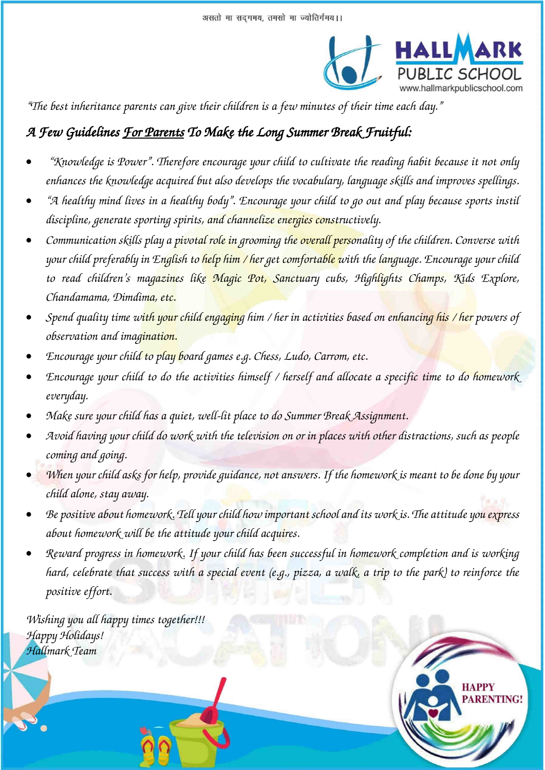असतो मा सद्गमय, तमसो मा ज्योतिर्गमय।।

HALLMARK PUBLIC SCHOOL
www.hallmarkpublicschool.com

*"The best inheritance parents can give their children is a few minutes of their time each day."*

## *A Few Guidelines For Parents To Make the Long Summer Break Fruitful:*

- *"Knowledge is Power". Therefore encourage your child to cultivate the reading habit because it not only enhances the knowledge acquired but also develops the vocabulary, language skills and improves spellings.*
- *"A healthy mind lives in a healthy body". Encourage your child to go out and play because sports instil discipline, generate sporting spirits, and channelize energies constructively.*
- *Communication skills play a pivotal role in grooming the overall personality of the children. Converse with your child preferably in English to help him / her get comfortable with the language. Encourage your child to read children's magazines like Magic Pot, Sanctuary cubs, Highlights Champs, Kids Explore, Chandamama, Dimdima, etc.*
- *Spend quality time with your child engaging him / her in activities based on enhancing his / her powers of observation and imagination.*
- *Encourage your child to play board games e.g. Chess, Ludo, Carrom, etc.*
- *Encourage your child to do the activities himself / herself and allocate a specific time to do homework everyday.*
- *Make sure your child has a quiet, well-lit place to do Summer Break Assignment.*
- *Avoid having your child do work with the television on or in places with other distractions, such as people coming and going.*
- *When your child asks for help, provide guidance, not answers. If the homework is meant to be done by your child alone, stay away.*
- *Be positive about homework. Tell your child how important school and its work is. The attitude you express about homework will be the attitude your child acquires.*
- *Reward progress in homework. If your child has been successful in homework completion and is working hard, celebrate that success with a special event (e.g., pizza, a walk, a trip to the park) to reinforce the positive effort.*

*Wishing you all happy times together!!!*
*Happy Holidays!*
*Hallmark Team*

HAPPY PARENTING!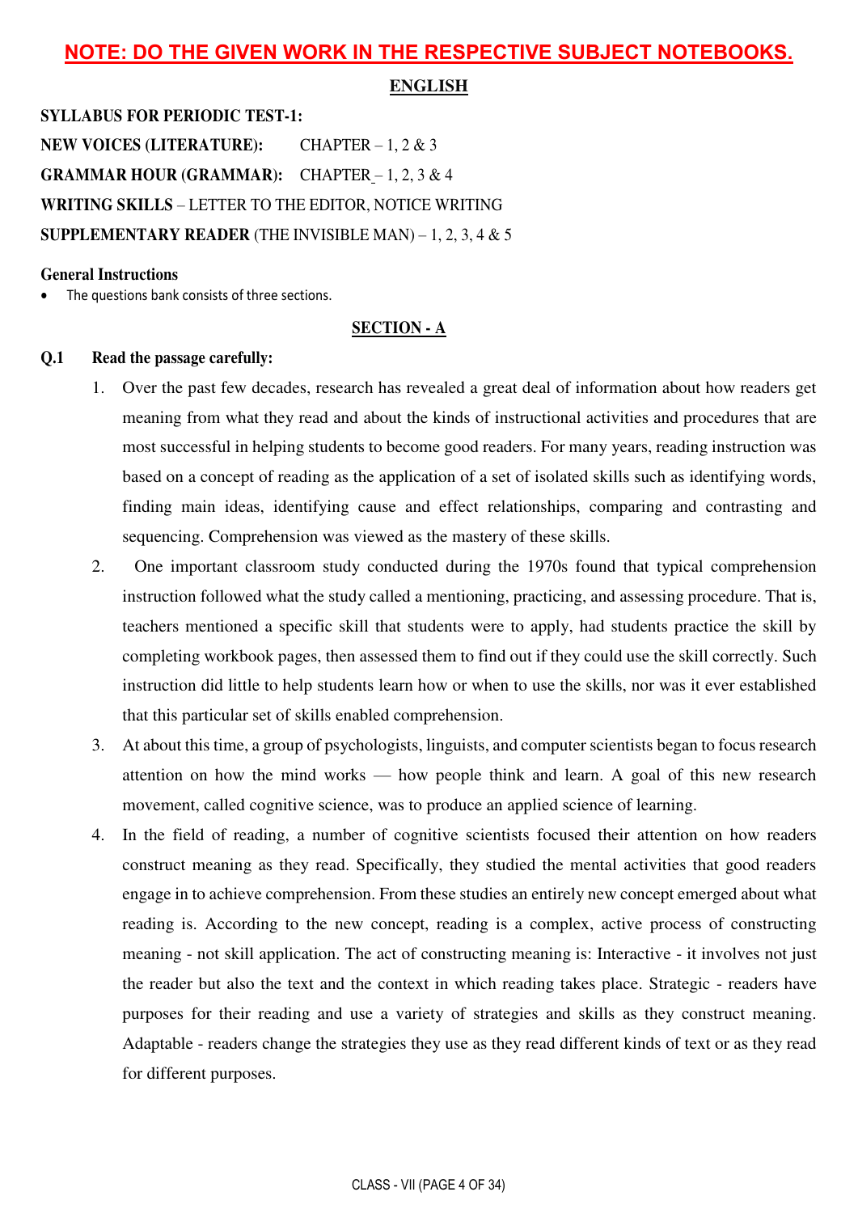**NOTE: DO THE GIVEN WORK IN THE RESPECTIVE SUBJECT NOTEBOOKS.**

## ENGLISH

**SYLLABUS FOR PERIODIC TEST-1:**

**NEW VOICES (LITERATURE):** CHAPTER – 1, 2 & 3

**GRAMMAR HOUR (GRAMMAR):** CHAPTER – 1, 2, 3 & 4

**WRITING SKILLS** – LETTER TO THE EDITOR, NOTICE WRITING

**SUPPLEMENTARY READER** (THE INVISIBLE MAN) – 1, 2, 3, 4 & 5

**General Instructions**

- The questions bank consists of three sections.

### SECTION - A

**Q.1 Read the passage carefully:**

1. Over the past few decades, research has revealed a great deal of information about how readers get meaning from what they read and about the kinds of instructional activities and procedures that are most successful in helping students to become good readers. For many years, reading instruction was based on a concept of reading as the application of a set of isolated skills such as identifying words, finding main ideas, identifying cause and effect relationships, comparing and contrasting and sequencing. Comprehension was viewed as the mastery of these skills.
2. One important classroom study conducted during the 1970s found that typical comprehension instruction followed what the study called a mentioning, practicing, and assessing procedure. That is, teachers mentioned a specific skill that students were to apply, had students practice the skill by completing workbook pages, then assessed them to find out if they could use the skill correctly. Such instruction did little to help students learn how or when to use the skills, nor was it ever established that this particular set of skills enabled comprehension.
3. At about this time, a group of psychologists, linguists, and computer scientists began to focus research attention on how the mind works — how people think and learn. A goal of this new research movement, called cognitive science, was to produce an applied science of learning.
4. In the field of reading, a number of cognitive scientists focused their attention on how readers construct meaning as they read. Specifically, they studied the mental activities that good readers engage in to achieve comprehension. From these studies an entirely new concept emerged about what reading is. According to the new concept, reading is a complex, active process of constructing meaning - not skill application. The act of constructing meaning is: Interactive - it involves not just the reader but also the text and the context in which reading takes place. Strategic - readers have purposes for their reading and use a variety of strategies and skills as they construct meaning. Adaptable - readers change the strategies they use as they read different kinds of text or as they read for different purposes.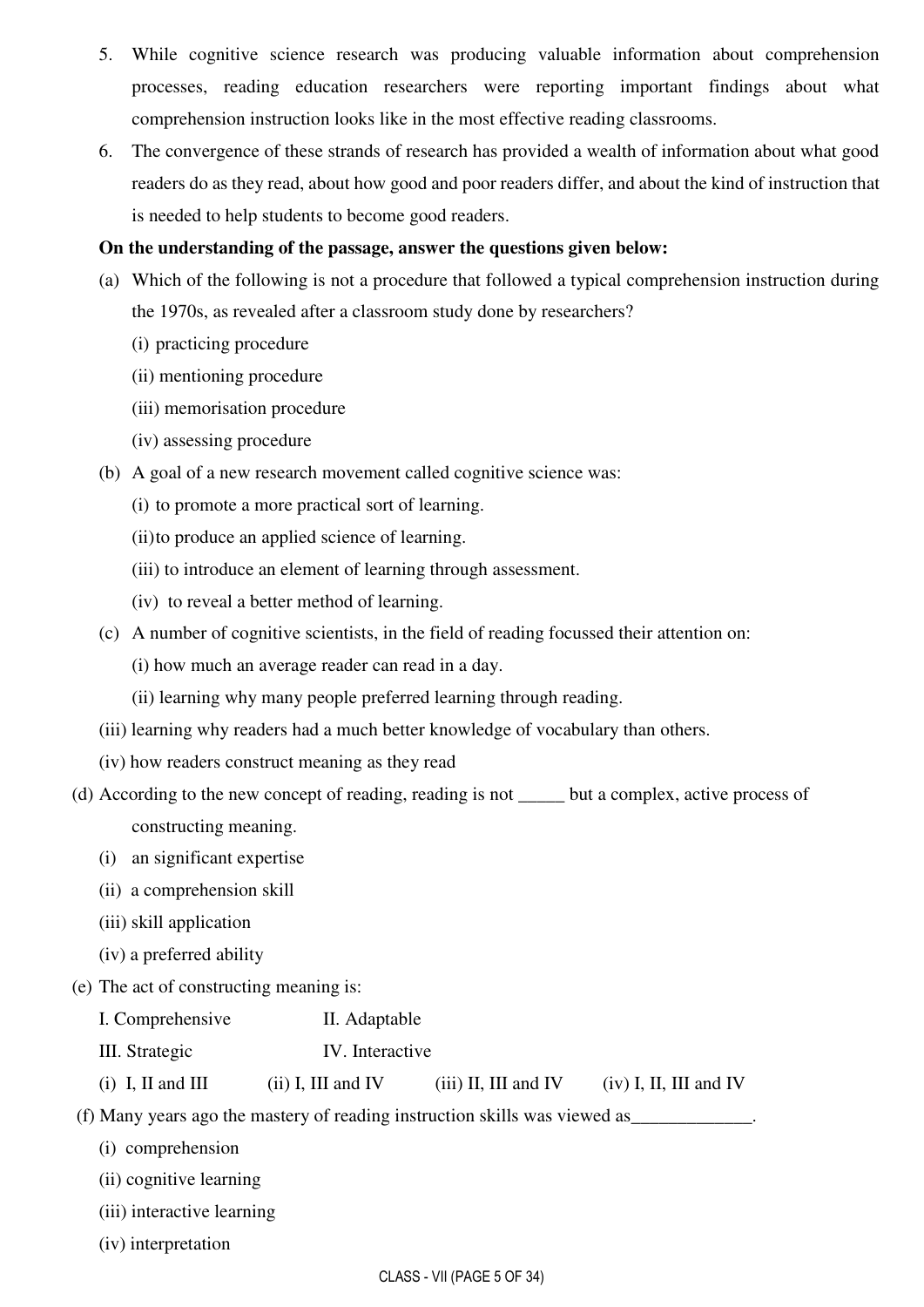5. While cognitive science research was producing valuable information about comprehension processes, reading education researchers were reporting important findings about what comprehension instruction looks like in the most effective reading classrooms.
6. The convergence of these strands of research has provided a wealth of information about what good readers do as they read, about how good and poor readers differ, and about the kind of instruction that is needed to help students to become good readers.

**On the understanding of the passage, answer the questions given below:**

(a) Which of the following is not a procedure that followed a typical comprehension instruction during the 1970s, as revealed after a classroom study done by researchers?

(i) practicing procedure

(ii) mentioning procedure

(iii) memorisation procedure

(iv) assessing procedure

(b) A goal of a new research movement called cognitive science was:

(i) to promote a more practical sort of learning.

(ii)to produce an applied science of learning.

(iii) to introduce an element of learning through assessment.

(iv) to reveal a better method of learning.

(c) A number of cognitive scientists, in the field of reading focussed their attention on:

(i) how much an average reader can read in a day.

(ii) learning why many people preferred learning through reading.

(iii) learning why readers had a much better knowledge of vocabulary than others.

(iv) how readers construct meaning as they read

(d) According to the new concept of reading, reading is not _____ but a complex, active process of constructing meaning.

(i) an significant expertise

(ii) a comprehension skill

(iii) skill application

(iv) a preferred ability

(e) The act of constructing meaning is:

I. Comprehensive II. Adaptable

III. Strategic IV. Interactive

(i) I, II and III (ii) I, III and IV (iii) II, III and IV (iv) I, II, III and IV

(f) Many years ago the mastery of reading instruction skills was viewed as_____________.

(i) comprehension

(ii) cognitive learning

(iii) interactive learning

(iv) interpretation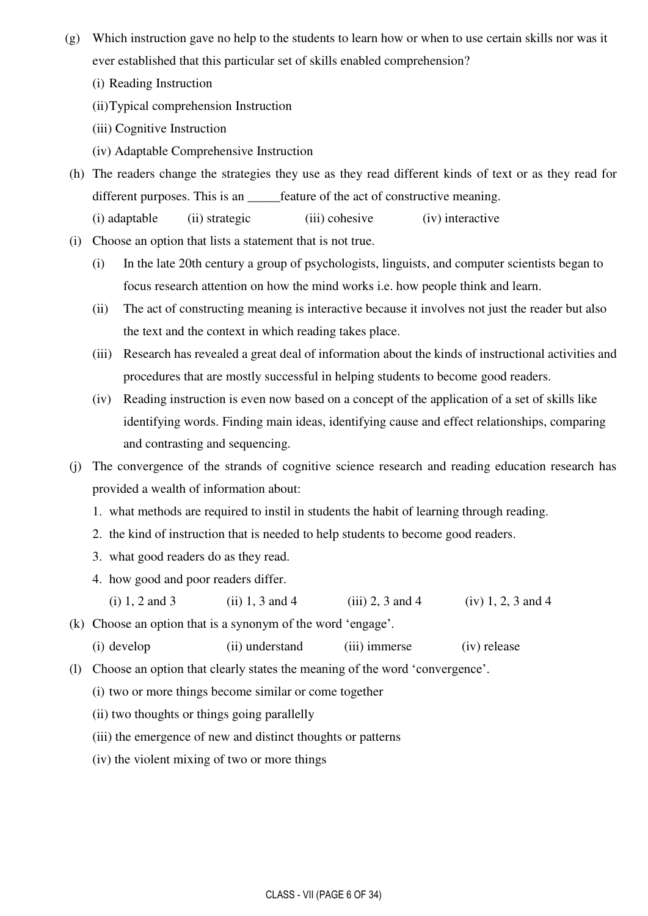(g) Which instruction gave no help to the students to learn how or when to use certain skills nor was it ever established that this particular set of skills enabled comprehension?

(i) Reading Instruction

(ii) Typical comprehension Instruction

(iii) Cognitive Instruction

(iv) Adaptable Comprehensive Instruction

(h) The readers change the strategies they use as they read different kinds of text or as they read for different purposes. This is an _____feature of the act of constructive meaning.

(i) adaptable (ii) strategic (iii) cohesive (iv) interactive

(i) Choose an option that lists a statement that is not true.

(i) In the late 20th century a group of psychologists, linguists, and computer scientists began to focus research attention on how the mind works i.e. how people think and learn.

(ii) The act of constructing meaning is interactive because it involves not just the reader but also the text and the context in which reading takes place.

(iii) Research has revealed a great deal of information about the kinds of instructional activities and procedures that are mostly successful in helping students to become good readers.

(iv) Reading instruction is even now based on a concept of the application of a set of skills like identifying words. Finding main ideas, identifying cause and effect relationships, comparing and contrasting and sequencing.

(j) The convergence of the strands of cognitive science research and reading education research has provided a wealth of information about:

1. what methods are required to instil in students the habit of learning through reading.
2. the kind of instruction that is needed to help students to become good readers.
3. what good readers do as they read.
4. how good and poor readers differ.

(i) 1, 2 and 3 (ii) 1, 3 and 4 (iii) 2, 3 and 4 (iv) 1, 2, 3 and 4

(k) Choose an option that is a synonym of the word 'engage'.

(i) develop (ii) understand (iii) immerse (iv) release

(l) Choose an option that clearly states the meaning of the word 'convergence'.

(i) two or more things become similar or come together

(ii) two thoughts or things going parallelly

(iii) the emergence of new and distinct thoughts or patterns

(iv) the violent mixing of two or more things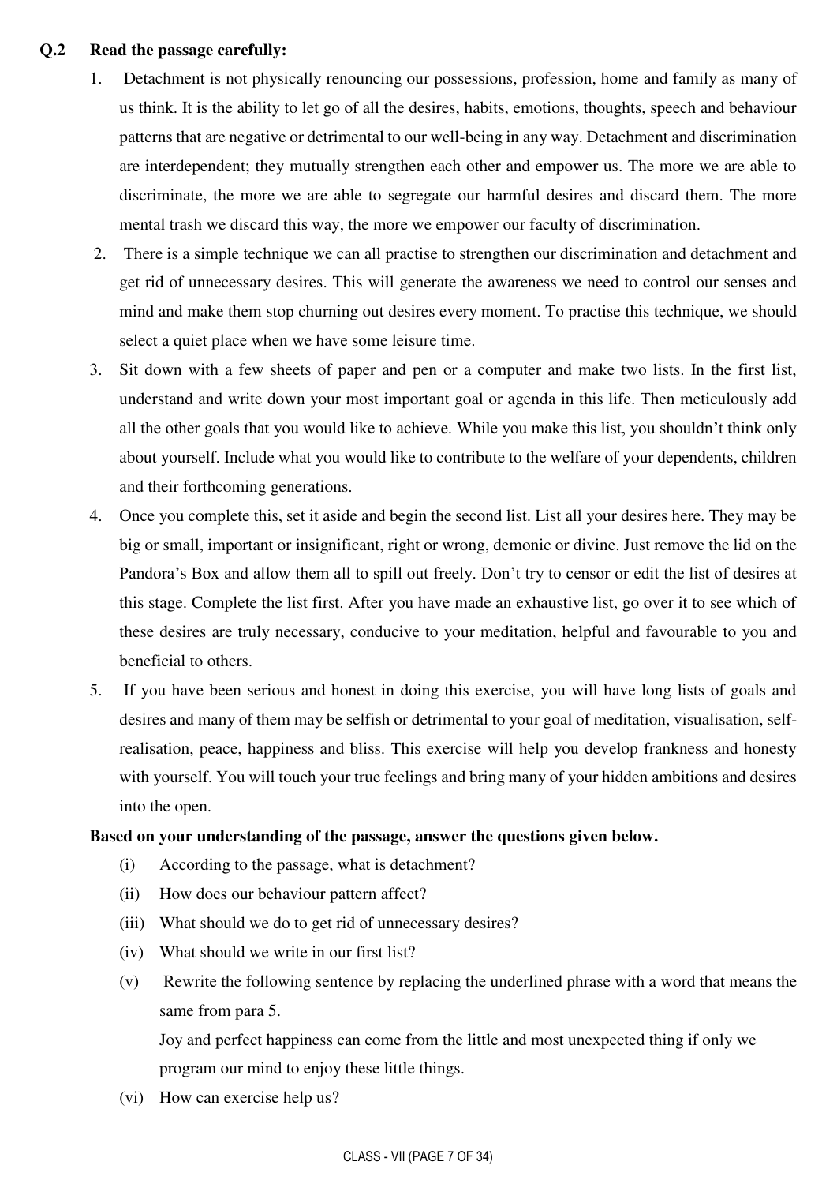**Q.2 Read the passage carefully:**

1. Detachment is not physically renouncing our possessions, profession, home and family as many of us think. It is the ability to let go of all the desires, habits, emotions, thoughts, speech and behaviour patterns that are negative or detrimental to our well-being in any way. Detachment and discrimination are interdependent; they mutually strengthen each other and empower us. The more we are able to discriminate, the more we are able to segregate our harmful desires and discard them. The more mental trash we discard this way, the more we empower our faculty of discrimination.
2. There is a simple technique we can all practise to strengthen our discrimination and detachment and get rid of unnecessary desires. This will generate the awareness we need to control our senses and mind and make them stop churning out desires every moment. To practise this technique, we should select a quiet place when we have some leisure time.
3. Sit down with a few sheets of paper and pen or a computer and make two lists. In the first list, understand and write down your most important goal or agenda in this life. Then meticulously add all the other goals that you would like to achieve. While you make this list, you shouldn't think only about yourself. Include what you would like to contribute to the welfare of your dependents, children and their forthcoming generations.
4. Once you complete this, set it aside and begin the second list. List all your desires here. They may be big or small, important or insignificant, right or wrong, demonic or divine. Just remove the lid on the Pandora's Box and allow them all to spill out freely. Don't try to censor or edit the list of desires at this stage. Complete the list first. After you have made an exhaustive list, go over it to see which of these desires are truly necessary, conducive to your meditation, helpful and favourable to you and beneficial to others.
5. If you have been serious and honest in doing this exercise, you will have long lists of goals and desires and many of them may be selfish or detrimental to your goal of meditation, visualisation, self-realisation, peace, happiness and bliss. This exercise will help you develop frankness and honesty with yourself. You will touch your true feelings and bring many of your hidden ambitions and desires into the open.

**Based on your understanding of the passage, answer the questions given below.**

(i) According to the passage, what is detachment?

(ii) How does our behaviour pattern affect?

(iii) What should we do to get rid of unnecessary desires?

(iv) What should we write in our first list?

(v) Rewrite the following sentence by replacing the underlined phrase with a word that means the same from para 5.

Joy and <u>perfect happiness</u> can come from the little and most unexpected thing if only we program our mind to enjoy these little things.

(vi) How can exercise help us?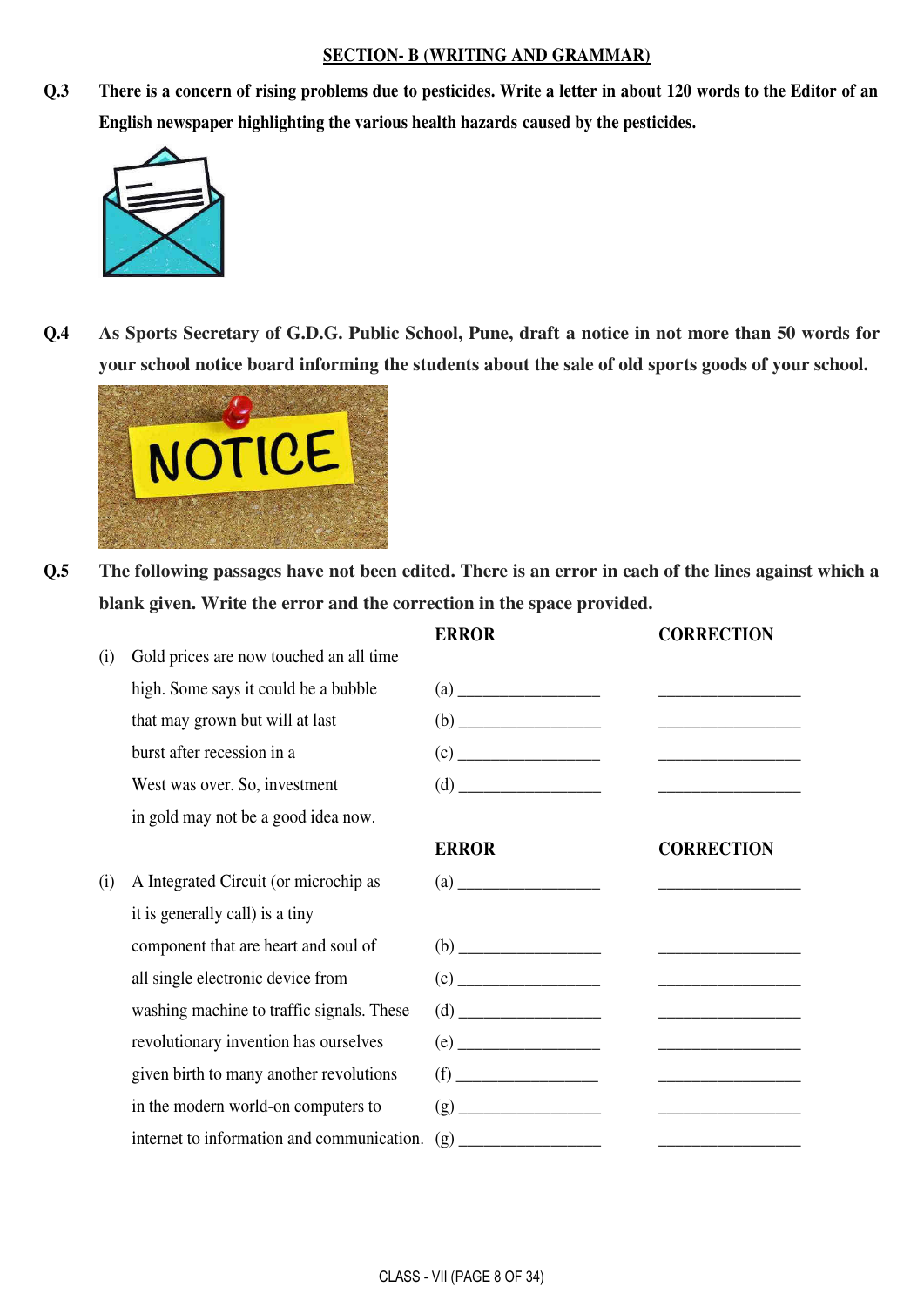## SECTION- B (WRITING AND GRAMMAR)

**Q.3** **There is a concern of rising problems due to pesticides. Write a letter in about 120 words to the Editor of an English newspaper highlighting the various health hazards caused by the pesticides.**

**Q.4** **As Sports Secretary of G.D.G. Public School, Pune, draft a notice in not more than 50 words for your school notice board informing the students about the sale of old sports goods of your school.**

**Q.5** **The following passages have not been edited. There is an error in each of the lines against which a blank given. Write the error and the correction in the space provided.**

| | | **ERROR** | **CORRECTION** |
|---|---|---|---|
| (i) | Gold prices are now touched an all time | | |
| | high. Some says it could be a bubble | (a) ________________ | ________________ |
| | that may grown but will at last | (b) ________________ | ________________ |
| | burst after recession in a | (c) ________________ | ________________ |
| | West was over. So, investment | (d) ________________ | ________________ |
| | in gold may not be a good idea now. | | |

| | | **ERROR** | **CORRECTION** |
|---|---|---|---|
| (i) | A Integrated Circuit (or microchip as | (a) ________________ | ________________ |
| | it is generally call) is a tiny | | |
| | component that are heart and soul of | (b) ________________ | ________________ |
| | all single electronic device from | (c) ________________ | ________________ |
| | washing machine to traffic signals. These | (d) ________________ | ________________ |
| | revolutionary invention has ourselves | (e) ________________ | ________________ |
| | given birth to many another revolutions | (f) ________________ | ________________ |
| | in the modern world-on computers to | (g) ________________ | ________________ |
| | internet to information and communication. | (g) ________________ | ________________ |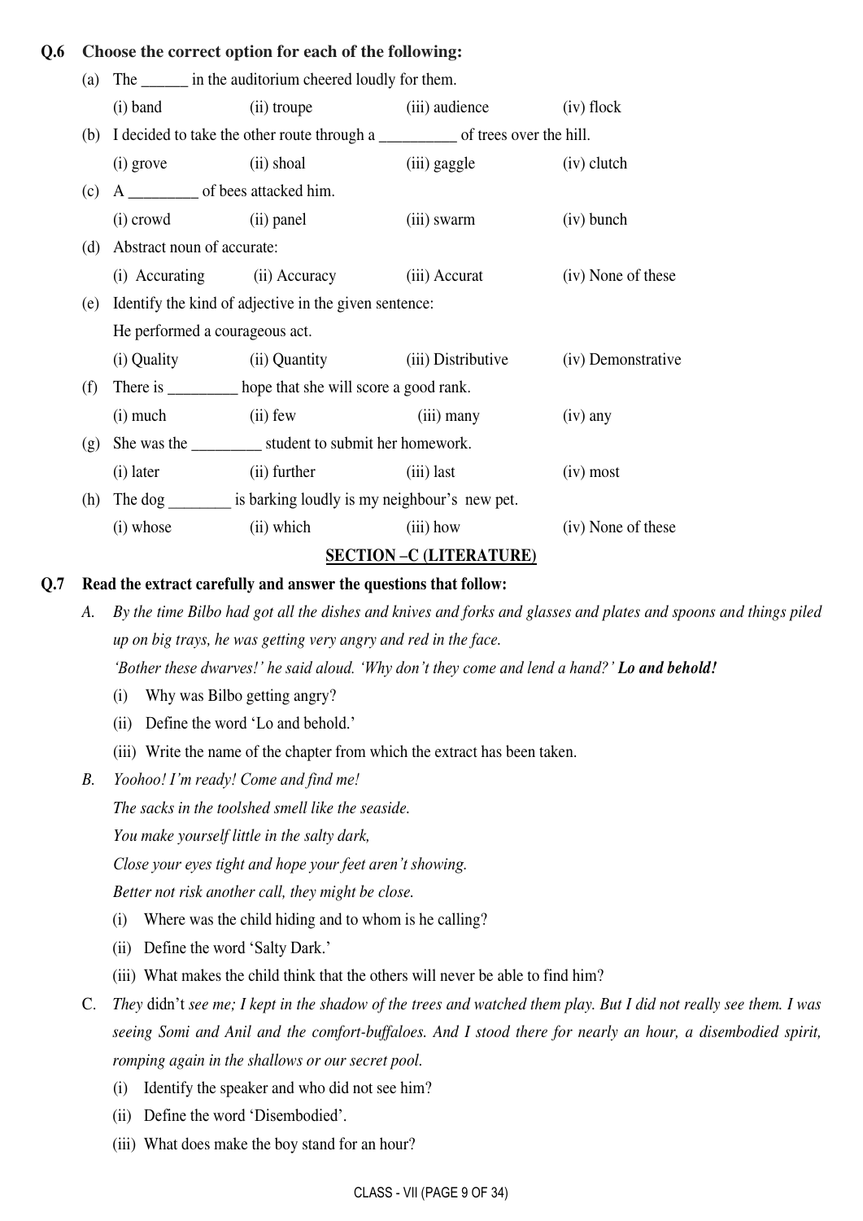**Q.6 Choose the correct option for each of the following:**

(a) The ______ in the auditorium cheered loudly for them.

(i) band (ii) troupe (iii) audience (iv) flock

(b) I decided to take the other route through a __________ of trees over the hill.

(i) grove (ii) shoal (iii) gaggle (iv) clutch

(c) A _________ of bees attacked him.

(i) crowd (ii) panel (iii) swarm (iv) bunch

(d) Abstract noun of accurate:

(i) Accurating (ii) Accuracy (iii) Accurat (iv) None of these

(e) Identify the kind of adjective in the given sentence:

He performed a courageous act.

(i) Quality (ii) Quantity (iii) Distributive (iv) Demonstrative

(f) There is _________ hope that she will score a good rank.

(i) much (ii) few (iii) many (iv) any

(g) She was the _________ student to submit her homework.

(i) later (ii) further (iii) last (iv) most

(h) The dog ________ is barking loudly is my neighbour's new pet.

(i) whose (ii) which (iii) how (iv) None of these

## SECTION –C (LITERATURE)

**Q.7 Read the extract carefully and answer the questions that follow:**

A. *By the time Bilbo had got all the dishes and knives and forks and glasses and plates and spoons and things piled up on big trays, he was getting very angry and red in the face.*

*'Bother these dwarves!' he said aloud. 'Why don't they come and lend a hand?'* ***Lo and behold!***

(i) Why was Bilbo getting angry?

(ii) Define the word 'Lo and behold.'

(iii) Write the name of the chapter from which the extract has been taken.

B. *Yoohoo! I'm ready! Come and find me!*

*The sacks in the toolshed smell like the seaside.*

*You make yourself little in the salty dark,*

*Close your eyes tight and hope your feet aren't showing.*

*Better not risk another call, they might be close.*

(i) Where was the child hiding and to whom is he calling?

(ii) Define the word 'Salty Dark.'

(iii) What makes the child think that the others will never be able to find him?

C. *They* didn't *see me; I kept in the shadow of the trees and watched them play. But I did not really see them. I was seeing Somi and Anil and the comfort-buffaloes. And I stood there for nearly an hour, a disembodied spirit, romping again in the shallows or our secret pool.*

(i) Identify the speaker and who did not see him?

(ii) Define the word 'Disembodied'.

(iii) What does make the boy stand for an hour?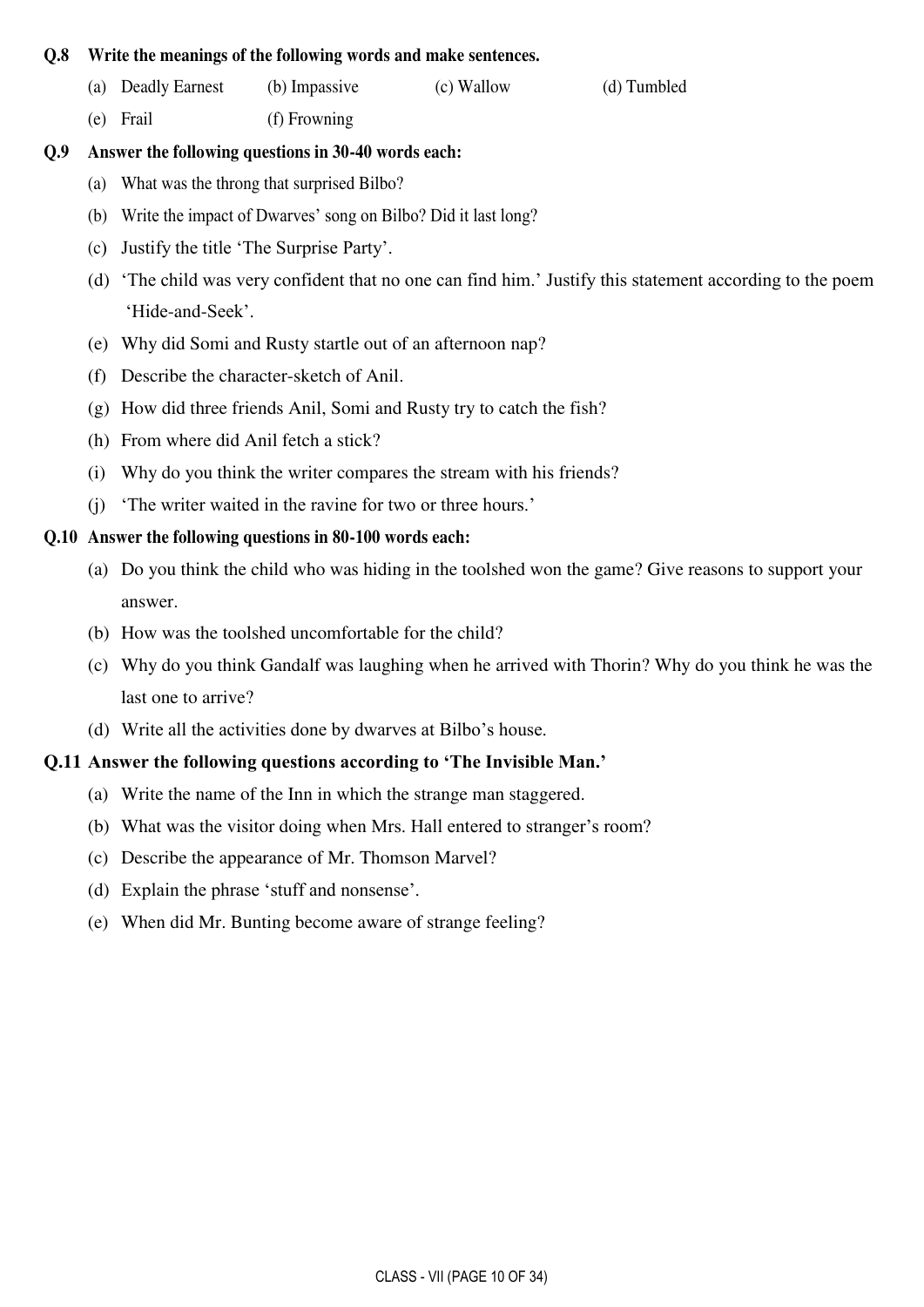**Q.8 Write the meanings of the following words and make sentences.**

(a) Deadly Earnest (b) Impassive (c) Wallow (d) Tumbled

(e) Frail (f) Frowning

**Q.9 Answer the following questions in 30-40 words each:**

(a) What was the throng that surprised Bilbo?

(b) Write the impact of Dwarves' song on Bilbo? Did it last long?

(c) Justify the title 'The Surprise Party'.

(d) 'The child was very confident that no one can find him.' Justify this statement according to the poem 'Hide-and-Seek'.

(e) Why did Somi and Rusty startle out of an afternoon nap?

(f) Describe the character-sketch of Anil.

(g) How did three friends Anil, Somi and Rusty try to catch the fish?

(h) From where did Anil fetch a stick?

(i) Why do you think the writer compares the stream with his friends?

(j) 'The writer waited in the ravine for two or three hours.'

**Q.10 Answer the following questions in 80-100 words each:**

(a) Do you think the child who was hiding in the toolshed won the game? Give reasons to support your answer.

(b) How was the toolshed uncomfortable for the child?

(c) Why do you think Gandalf was laughing when he arrived with Thorin? Why do you think he was the last one to arrive?

(d) Write all the activities done by dwarves at Bilbo's house.

**Q.11 Answer the following questions according to 'The Invisible Man.'**

(a) Write the name of the Inn in which the strange man staggered.

(b) What was the visitor doing when Mrs. Hall entered to stranger's room?

(c) Describe the appearance of Mr. Thomson Marvel?

(d) Explain the phrase 'stuff and nonsense'.

(e) When did Mr. Bunting become aware of strange feeling?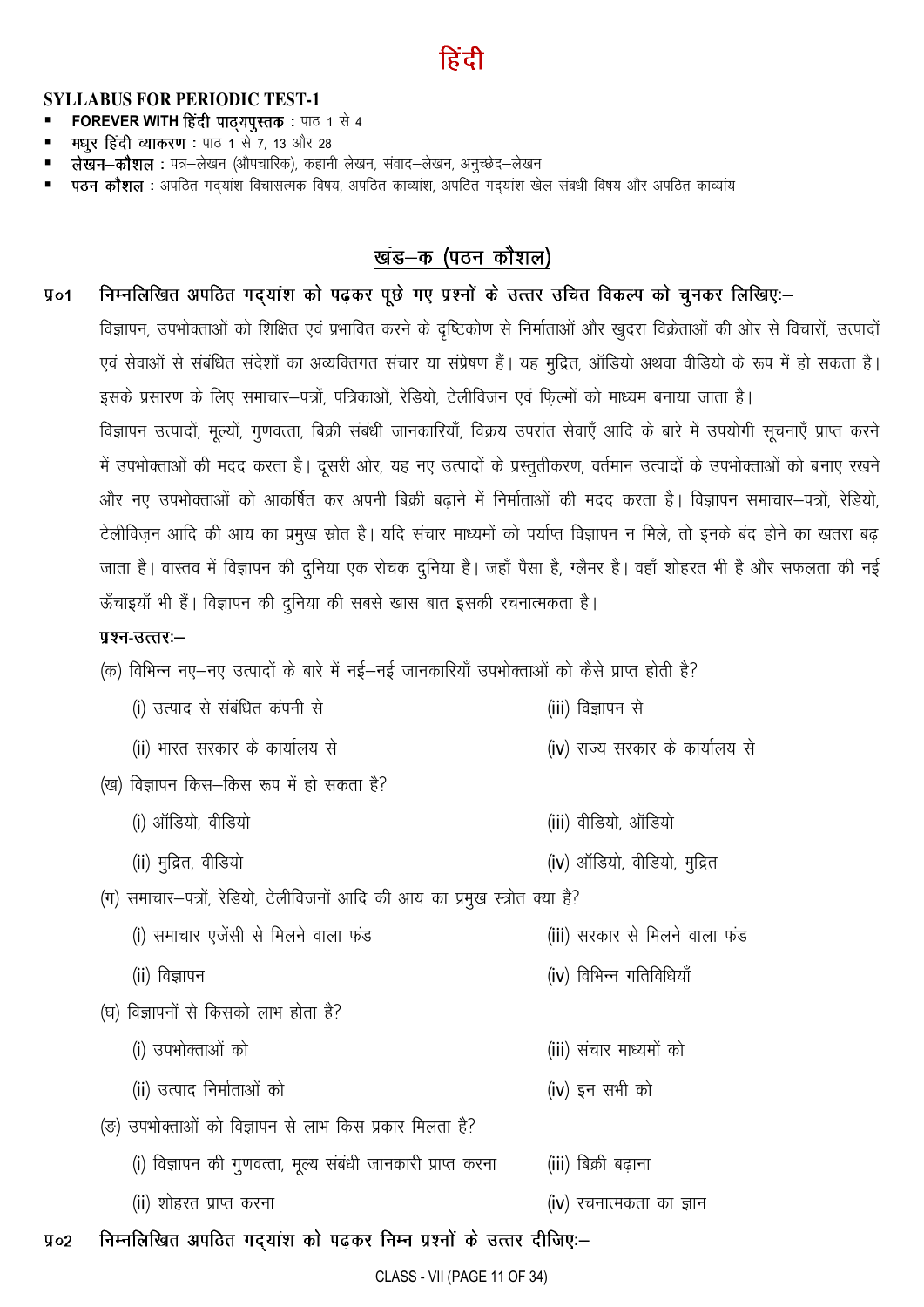# हिंदी

**SYLLABUS FOR PERIODIC TEST-1**

- **FOREVER WITH हिंदी पाठ्यपुस्तक** : पाठ 1 से 4
- **मधुर हिंदी व्याकरण** : पाठ 1 से 7, 13 और 28
- **लेखन–कौशल** : पत्र–लेखन (औपचारिक), कहानी लेखन, संवाद–लेखन, अनुच्छेद–लेखन
- **पठन कौशल** : अपठित गद्यांश विचारात्मक विषय, अपठित काव्यांश, अपठित गद्यांश खेल संबंधी विषय और अपठित काव्यांश

## खंड–क (पठन कौशल)

**प्र०1 निम्नलिखित अपठित गद्यांश को पढ़कर पूछे गए प्रश्नों के उत्तर उचित विकल्प को चुनकर लिखिएः–**

विज्ञापन, उपभोक्ताओं को शिक्षित एवं प्रभावित करने के दृष्टिकोण से निर्माताओं और खुदरा विक्रेताओं की ओर से विचारों, उत्पादों एवं सेवाओं से संबंधित संदेशों का अव्यक्तिगत संचार या संप्रेषण हैं। यह मुद्रित, ऑडियो अथवा वीडियो के रूप में हो सकता है। इसके प्रसारण के लिए समाचार–पत्रों, पत्रिकाओं, रेडियो, टेलीविजन एवं फ़िल्मों को माध्यम बनाया जाता है।

विज्ञापन उत्पादों, मूल्यों, गुणवत्ता, बिक्री संबंधी जानकारियाँ, विक्रय उपरांत सेवाएँ आदि के बारे में उपयोगी सूचनाएँ प्राप्त करने में उपभोक्ताओं की मदद करता है। दूसरी ओर, यह नए उत्पादों के प्रस्तुतीकरण, वर्तमान उत्पादों के उपभोक्ताओं को बनाए रखने और नए उपभोक्ताओं को आकर्षित कर अपनी बिक्री बढ़ाने में निर्माताओं की मदद करता है। विज्ञापन समाचार–पत्रों, रेडियो, टेलीविज़न आदि की आय का प्रमुख स्रोत है। यदि संचार माध्यमों को पर्याप्त विज्ञापन न मिले, तो इनके बंद होने का खतरा बढ़ जाता है। वास्तव में विज्ञापन की दुनिया एक रोचक दुनिया है। जहाँ पैसा है, ग्लैमर है। वहाँ शोहरत भी है और सफलता की नई ऊँचाइयाँ भी हैं। विज्ञापन की दुनिया की सबसे खास बात इसकी रचनात्मकता है।

**प्रश्न-उत्तरः–**

(क) विभिन्न नए–नए उत्पादों के बारे में नई–नई जानकारियाँ उपभोक्ताओं को कैसे प्राप्त होती है?

(i) उत्पाद से संबंधित कंपनी से
(ii) भारत सरकार के कार्यालय से
(iii) विज्ञापन से
(iv) राज्य सरकार के कार्यालय से

(ख) विज्ञापन किस–किस रूप में हो सकता है?

(i) ऑडियो, वीडियो
(ii) मुद्रित, वीडियो
(iii) वीडियो, ऑडियो
(iv) ऑडियो, वीडियो, मुद्रित

(ग) समाचार–पत्रों, रेडियो, टेलीविजनों आदि की आय का प्रमुख स्त्रोत क्या है?

(i) समाचार एजेंसी से मिलने वाला फंड
(ii) विज्ञापन
(iii) सरकार से मिलने वाला फंड
(iv) विभिन्न गतिविधियाँ

(घ) विज्ञापनों से किसको लाभ होता है?

(i) उपभोक्ताओं को
(ii) उत्पाद निर्माताओं को
(iii) संचार माध्यमों को
(iv) इन सभी को

(ङ) उपभोक्ताओं को विज्ञापन से लाभ किस प्रकार मिलता है?

(i) विज्ञापन की गुणवत्ता, मूल्य संबंधी जानकारी प्राप्त करना
(ii) शोहरत प्राप्त करना
(iii) बिक्री बढ़ाना
(iv) रचनात्मकता का ज्ञान

**प्र०2 निम्नलिखित अपठित गद्यांश को पढ़कर निम्न प्रश्नों के उत्तर दीजिएः–**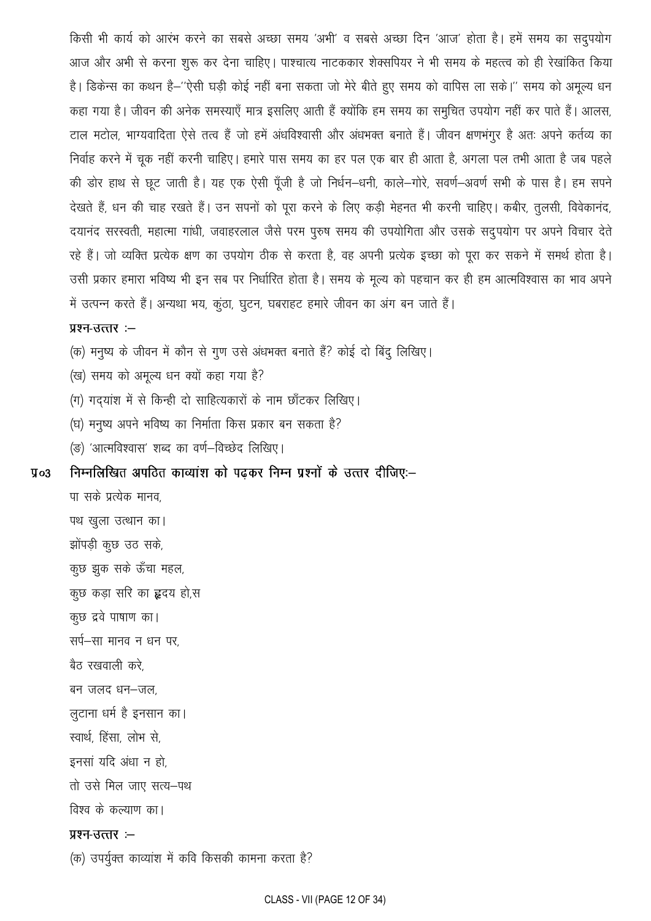किसी भी कार्य को आरंभ करने का सबसे अच्छा समय 'अभी' व सबसे अच्छा दिन 'आज' होता है। हमें समय का सदुपयोग आज और अभी से करना शुरू कर देना चाहिए। पाश्चात्य नाटककार शेक्सपियर ने भी समय के महत्त्व को ही रेखांकित किया है। डिकेन्स का कथन है–''ऐसी घड़ी कोई नहीं बना सकता जो मेरे बीते हुए समय को वापिस ला सके।'' समय को अमूल्य धन कहा गया है। जीवन की अनेक समस्याएँ मात्र इसलिए आती हैं क्योंकि हम समय का समुचित उपयोग नहीं कर पाते हैं। आलस, टाल मटोल, भाग्यवादिता ऐसे तत्व हैं जो हमें अंधविश्वासी और अंधभक्त बनाते हैं। जीवन क्षणभंगुर है अतः अपने कर्तव्य का निर्वाह करने में चूक नहीं करनी चाहिए। हमारे पास समय का हर पल एक बार ही आता है, अगला पल तभी आता है जब पहले की डोर हाथ से छूट जाती है। यह एक ऐसी पूँजी है जो निर्धन–धनी, काले–गोरे, सवर्ण–अवर्ण सभी के पास है। हम सपने देखते हैं, धन की चाह रखते हैं। उन सपनों को पूरा करने के लिए कड़ी मेहनत भी करनी चाहिए। कबीर, तुलसी, विवेकानंद, दयानंद सरस्वती, महात्मा गांधी, जवाहरलाल जैसे परम पुरुष समय की उपयोगिता और उसके सदुपयोग पर अपने विचार देते रहे हैं। जो व्यक्ति प्रत्येक क्षण का उपयोग ठीक से करता है, वह अपनी प्रत्येक इच्छा को पूरा कर सकने में समर्थ होता है। उसी प्रकार हमारा भविष्य भी इन सब पर निर्धारित होता है। समय के मूल्य को पहचान कर ही हम आत्मविश्वास का भाव अपने में उत्पन्न करते हैं। अन्यथा भय, कुंठा, घुटन, घबराहट हमारे जीवन का अंग बन जाते हैं।

**प्रश्न-उत्तर :–**

(क) मनुष्य के जीवन में कौन से गुण उसे अंधभक्त बनाते हैं? कोई दो बिंदु लिखिए।

(ख) समय को अमूल्य धन क्यों कहा गया है?

(ग) गद्यांश में से किन्ही दो साहित्यकारों के नाम छाँटकर लिखिए।

(घ) मनुष्य अपने भविष्य का निर्माता किस प्रकार बन सकता है?

(ङ) 'आत्मविश्वास' शब्द का वर्ण–विच्छेद लिखिए।

**प्र०3 निम्नलिखित अपठित काव्यांश को पढ़कर निम्न प्रश्नों के उत्तर दीजिए:–**

पा सके प्रत्येक मानव,  
पथ खुला उत्थान का।  
झोंपड़ी कुछ उठ सके,  
कुछ झुक सके ऊँचा महल,  
कुछ कड़ा सरि का ह्रदय हो,स  
कुछ द्रवे पाषाण का।  
सर्प–सा मानव न धन पर,  
बैठ रखवाली करे,  
बन जलद धन–जल,  
लुटाना धर्म है इनसान का।  
स्वार्थ, हिंसा, लोभ से,  
इनसां यदि अंधा न हो,  
तो उसे मिल जाए सत्य–पथ  
विश्व के कल्याण का।

**प्रश्न-उत्तर :–**

(क) उपर्युक्त काव्यांश में कवि किसकी कामना करता है?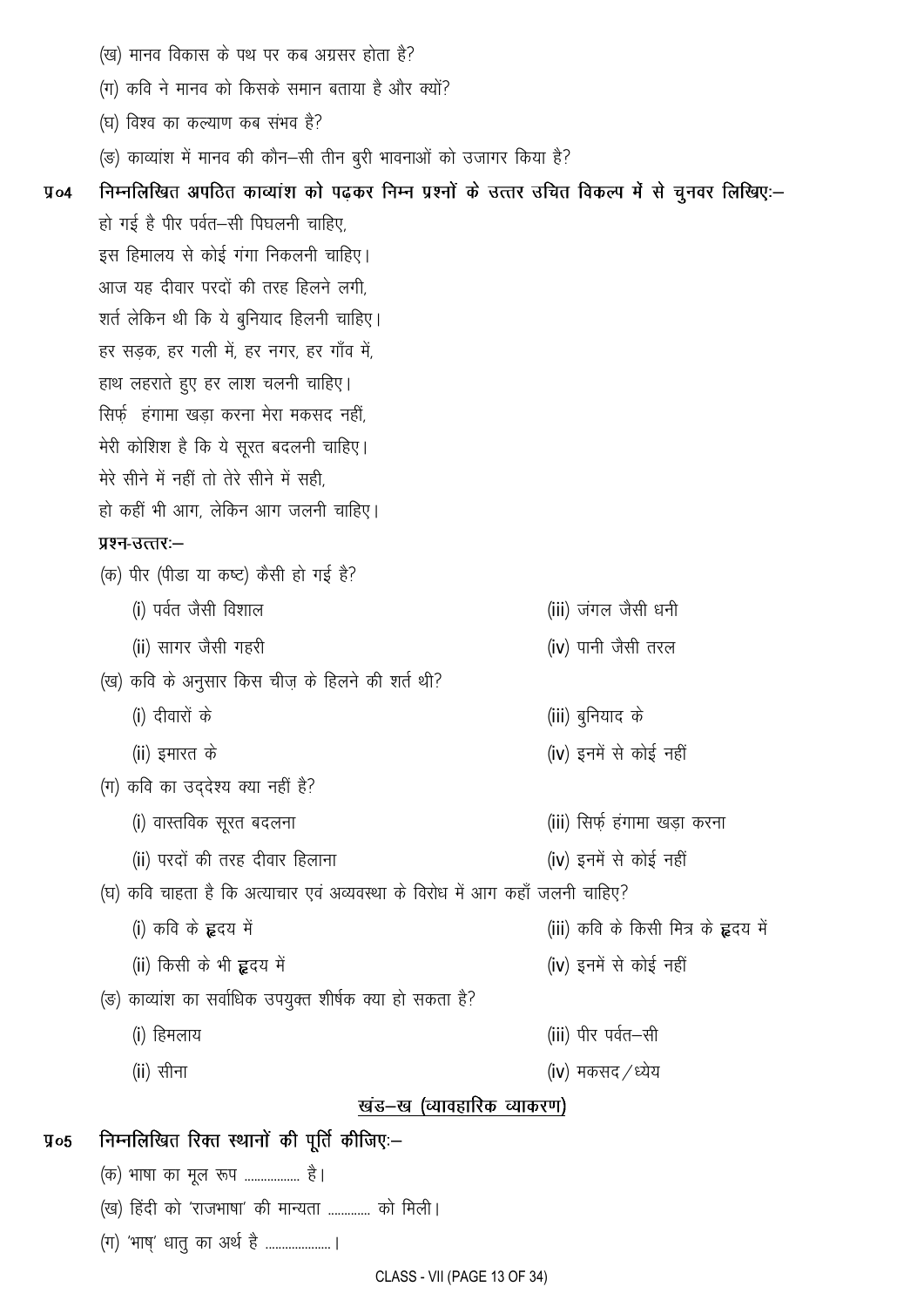(ख) मानव विकास के पथ पर कब अग्रसर होता है?

(ग) कवि ने मानव को किसके समान बताया है और क्यों?

(घ) विश्व का कल्याण कब संभव है?

(ङ) काव्यांश में मानव की कौन–सी तीन बुरी भावनाओं को उजागर किया है?

**प्र०4 निम्नलिखित अपठित काव्यांश को पढ़कर निम्न प्रश्नों के उत्तर उचित विकल्प में से चुनकर लिखिएः–**

हो गई है पीर पर्वत–सी पिघलनी चाहिए,
इस हिमालय से कोई गंगा निकलनी चाहिए।
आज यह दीवार परदों की तरह हिलने लगी,
शर्त लेकिन थी कि ये बुनियाद हिलनी चाहिए।
हर सड़क, हर गली में, हर नगर, हर गाँव में,
हाथ लहराते हुए हर लाश चलनी चाहिए।
सिर्फ़ हंगामा खड़ा करना मेरा मकसद नहीं,
मेरी कोशिश है कि ये सूरत बदलनी चाहिए।
मेरे सीने में नहीं तो तेरे सीने में सही,
हो कहीं भी आग, लेकिन आग जलनी चाहिए।

**प्रश्न-उत्तरः–**

(क) पीर (पीडा या कष्ट) कैसी हो गई है?

(i) पर्वत जैसी विशाल
(ii) सागर जैसी गहरी
(iii) जंगल जैसी धनी
(iv) पानी जैसी तरल

(ख) कवि के अनुसार किस चीज़ के हिलने की शर्त थी?

(i) दीवारों के
(ii) इमारत के
(iii) बुनियाद के
(iv) इनमें से कोई नहीं

(ग) कवि का उद्देश्य क्या नहीं है?

(i) वास्तविक सूरत बदलना
(ii) परदों की तरह दीवार हिलाना
(iii) सिर्फ़ हंगामा खड़ा करना
(iv) इनमें से कोई नहीं

(घ) कवि चाहता है कि अत्याचार एवं अव्यवस्था के विरोध में आग कहाँ जलनी चाहिए?

(i) कवि के हृदय में
(ii) किसी के भी हृदय में
(iii) कवि के किसी मित्र के हृदय में
(iv) इनमें से कोई नहीं

(ङ) काव्यांश का सर्वाधिक उपयुक्त शीर्षक क्या हो सकता है?

(i) हिमलाय
(ii) सीना
(iii) पीर पर्वत–सी
(iv) मकसद / ध्येय

## खंड–ख (व्यावहारिक व्याकरण)

**प्र०5 निम्नलिखित रिक्त स्थानों की पूर्ति कीजिएः–**

(क) भाषा का मूल रूप ................ है।

(ख) हिंदी को 'राजभाषा' की मान्यता ............ को मिली।

(ग) 'भाष्' धातु का अर्थ है ...................।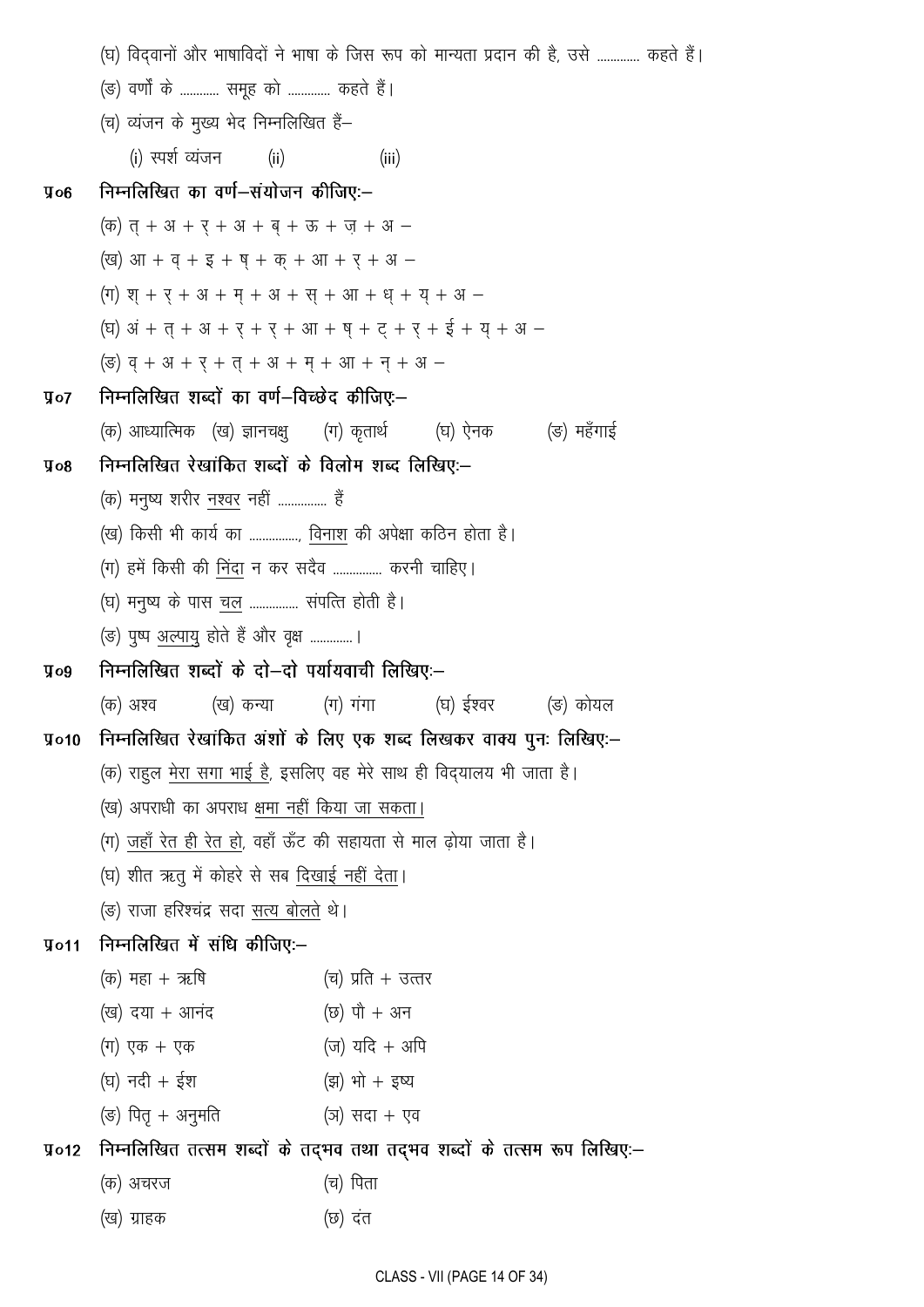(घ) विद्वानों और भाषाविदों ने भाषा के जिस रूप को मान्यता प्रदान की है, उसे ............. कहते हैं।

(ङ) वर्णों के ............ समूह को ............. कहते हैं।

(च) व्यंजन के मुख्य भेद निम्नलिखित हैं–

(i) स्पर्श व्यंजन (ii) (iii)

**प्र०6 निम्नलिखित का वर्ण–संयोजन कीजिए:–**

(क) त् + अ + र् + अ + ब् + ऊ + ज़् + अ –

(ख) आ + व् + इ + ष् + क् + आ + र् + अ –

(ग) श् + र् + अ + म् + अ + स् + आ + ध् + य् + अ –

(घ) अं + त् + अ + र् + र् + आ + ष् + ट् + र् + ई + य् + अ –

(ङ) व् + अ + र् + त् + अ + म् + आ + न् + अ –

**प्र०7 निम्नलिखित शब्दों का वर्ण–विच्छेद कीजिए:–**

(क) आध्यात्मिक (ख) ज्ञानचक्षु (ग) कृतार्थ (घ) ऐनक (ङ) महँगाई

**प्र०8 निम्नलिखित रेखांकित शब्दों के विलोम शब्द लिखिए:–**

(क) मनुष्य शरीर <u>नश्वर</u> नहीं ............... हैं

(ख) किसी भी कार्य का ..............., <u>विनाश</u> की अपेक्षा कठिन होता है।

(ग) हमें किसी की <u>निंदा</u> न कर सदैव ............... करनी चाहिए।

(घ) मनुष्य के पास <u>चल</u> ............... संपत्ति होती है।

(ङ) पुष्प <u>अल्पायु</u> होते हैं और वृक्ष ............।

**प्र०9 निम्नलिखित शब्दों के दो–दो पर्यायवाची लिखिए:–**

(क) अश्व (ख) कन्या (ग) गंगा (घ) ईश्वर (ङ) कोयल

**प्र०10 निम्नलिखित रेखांकित अंशों के लिए एक शब्द लिखकर वाक्य पुनः लिखिए:–**

(क) राहुल <u>मेरा सगा भाई है</u>, इसलिए वह मेरे साथ ही विद्यालय भी जाता है।

(ख) अपराधी का अपराध <u>क्षमा नहीं किया जा सकता।</u>

(ग) <u>जहाँ रेत ही रेत हो</u>, वहाँ ऊँट की सहायता से माल ढ़ोया जाता है।

(घ) शीत ऋतु में कोहरे से सब <u>दिखाई नहीं देता</u>।

(ङ) राजा हरिश्चंद्र सदा <u>सत्य बोलते</u> थे।

**प्र०11 निम्नलिखित में संधि कीजिए:–**

(क) महा + ऋषि

(ख) दया + आनंद

(ग) एक + एक

(घ) नदी + ईश

(ङ) पितृ + अनुमति

(च) प्रति + उत्तर

(छ) पौ + अन

(ज) यदि + अपि

(झ) भो + इष्य

(ञ) सदा + एव

**प्र०12 निम्नलिखित तत्सम शब्दों के तद्भव तथा तद्भव शब्दों के तत्सम रूप लिखिए:–**

(क) अचरज

(ख) ग्राहक

(च) पिता

(छ) दंत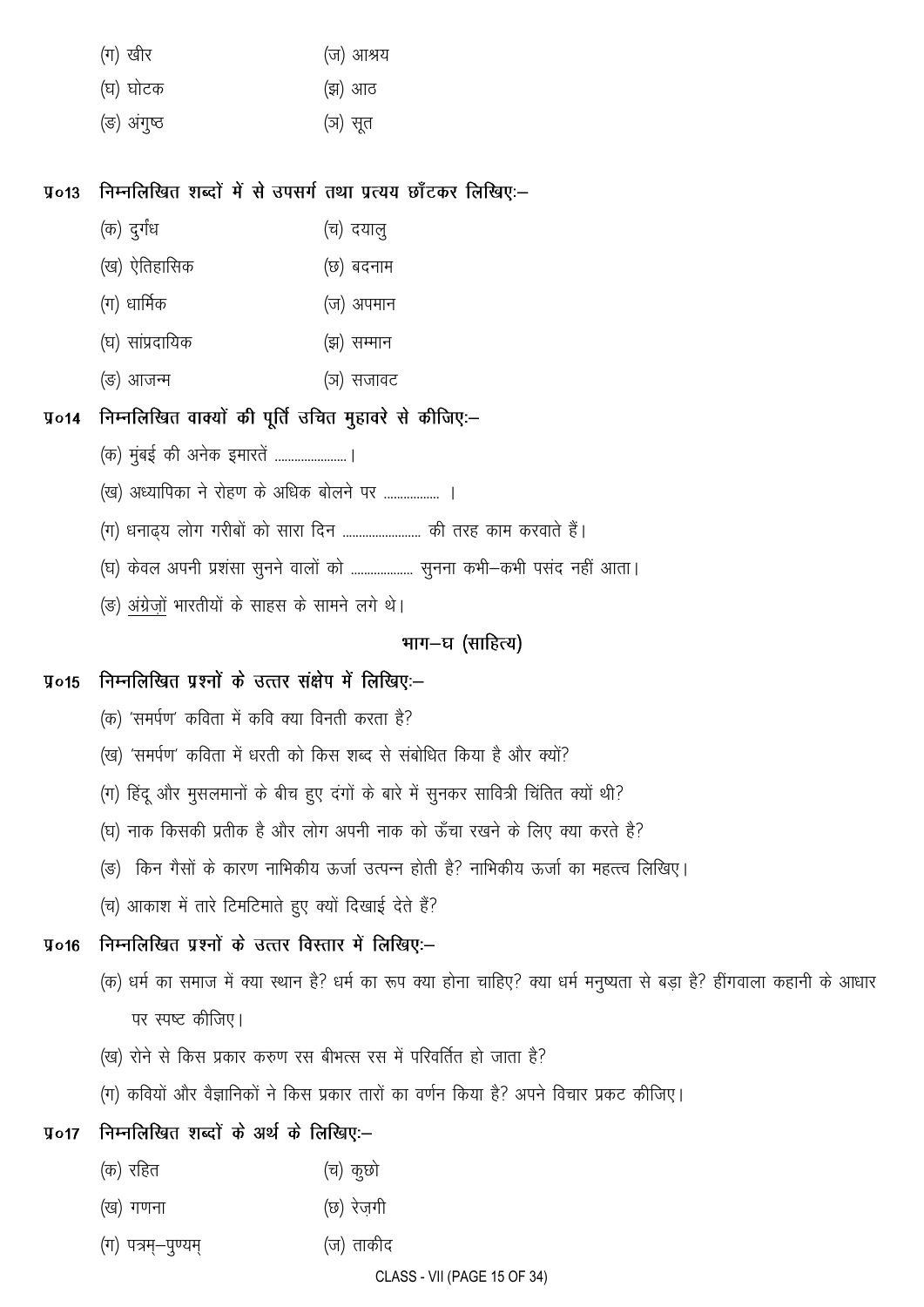| | |
|---|---|
| (ग) खीर | (ज) आश्रय |
| (घ) घोटक | (झ) आठ |
| (ङ) अंगुष्ठ | (ञ) सूत |

**प्र०13 निम्नलिखित शब्दों में से उपसर्ग तथा प्रत्यय छाँटकर लिखिएः–**

| | |
|---|---|
| (क) दुर्गंध | (च) दयालु |
| (ख) ऐतिहासिक | (छ) बदनाम |
| (ग) धार्मिक | (ज) अपमान |
| (घ) सांप्रदायिक | (झ) सम्मान |
| (ङ) आजन्म | (ञ) सजावट |

**प्र०14 निम्नलिखित वाक्यों की पूर्ति उचित मुहावरे से कीजिएः–**

(क) मुंबई की अनेक इमारतें ......................।

(ख) अध्यापिका ने रोहण के अधिक बोलने पर ................. ।

(ग) धनाढ्य लोग गरीबों को सारा दिन ........................ की तरह काम करवाते हैं।

(घ) केवल अपनी प्रशंसा सुनने वालों को ................... सुनना कभी–कभी पसंद नहीं आता।

(ङ) अंग्रेज़ों भारतीयों के साहस के सामने लगे थे।

## भाग–घ (साहित्य)

**प्र०15 निम्नलिखित प्रश्नों के उत्तर संक्षेप में लिखिएः–**

(क) 'समर्पण' कविता में कवि क्या विनती करता है?

(ख) 'समर्पण' कविता में धरती को किस शब्द से संबोधित किया है और क्यों?

(ग) हिंदू और मुसलमानों के बीच हुए दंगों के बारे में सुनकर सावित्री चिंतित क्यों थी?

(घ) नाक किसकी प्रतीक है और लोग अपनी नाक को ऊँचा रखने के लिए क्या करते है?

(ङ) किन गैसों के कारण नाभिकीय ऊर्जा उत्पन्न होती है? नाभिकीय ऊर्जा का महत्त्व लिखिए।

(च) आकाश में तारे टिमटिमाते हुए क्यों दिखाई देते हैं?

**प्र०16 निम्नलिखित प्रश्नों के उत्तर विस्तार में लिखिएः–**

(क) धर्म का समाज में क्या स्थान है? धर्म का रूप क्या होना चाहिए? क्या धर्म मनुष्यता से बड़ा है? हींगवाला कहानी के आधार पर स्पष्ट कीजिए।

(ख) रोने से किस प्रकार करुण रस बीभत्स रस में परिवर्तित हो जाता है?

(ग) कवियों और वैज्ञानिकों ने किस प्रकार तारों का वर्णन किया है? अपने विचार प्रकट कीजिए।

**प्र०17 निम्नलिखित शब्दों के अर्थ के लिखिएः–**

| | |
|---|---|
| (क) रहित | (च) कुछो |
| (ख) गणना | (छ) रेज़गी |
| (ग) पत्रम्–पुण्यम् | (ज) ताकीद |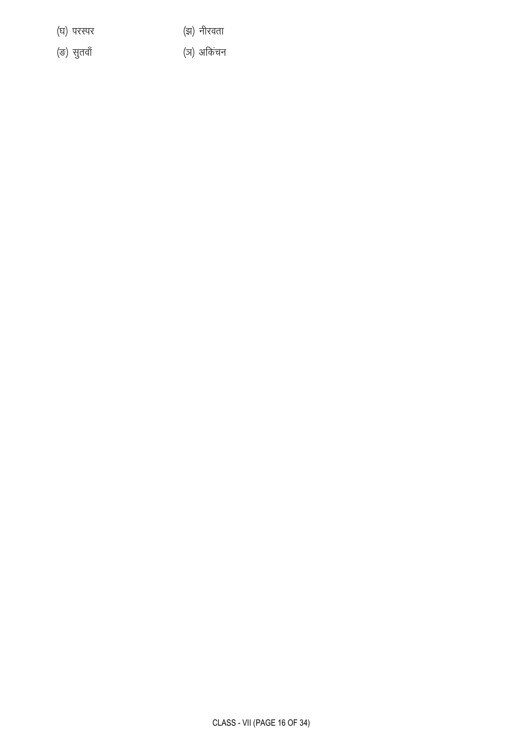(घ) परस्पर (झ) नीरवता

(ङ) सुतवाँ (ञ) अकिंचन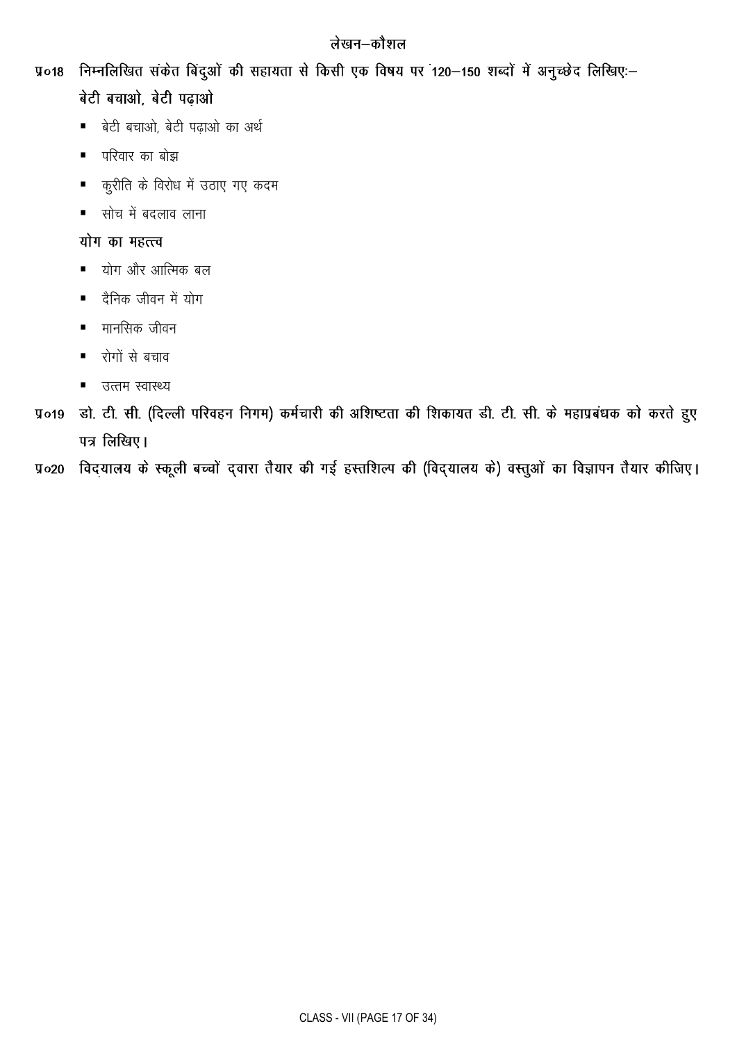## लेखन–कौशल

**प्र०18 निम्नलिखित संकेत बिंदुओं की सहायता से किसी एक विषय पर 120–150 शब्दों में अनुच्छेद लिखिए:–**

**बेटी बचाओ, बेटी पढ़ाओ**

- बेटी बचाओ, बेटी पढ़ाओ का अर्थ
- परिवार का बोझ
- कुरीति के विरोध में उठाए गए कदम
- सोच में बदलाव लाना

**योग का महत्त्व**

- योग और आत्मिक बल
- दैनिक जीवन में योग
- मानसिक जीवन
- रोगों से बचाव
- उत्तम स्वास्थ्य

**प्र०19 डो. टी. सी. (दिल्ली परिवहन निगम) कर्मचारी की अशिष्टता की शिकायत डी. टी. सी. के महाप्रबंधक को करते हुए पत्र लिखिए।**

**प्र०20 विद्यालय के स्कूली बच्चों द्वारा तैयार की गई हस्तशिल्प की (विद्यालय के) वस्तुओं का विज्ञापन तैयार कीजिए।**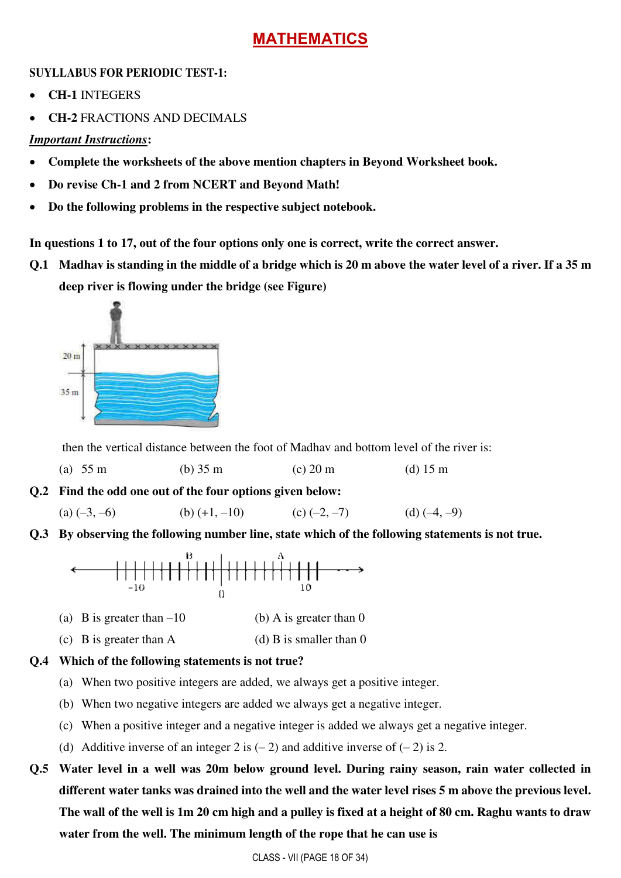# MATHEMATICS

**SUYLLABUS FOR PERIODIC TEST-1:**

- **CH-1** INTEGERS
- **CH-2** FRACTIONS AND DECIMALS

***Important Instructions***:

- **Complete the worksheets of the above mention chapters in Beyond Worksheet book.**
- **Do revise Ch-1 and 2 from NCERT and Beyond Math!**
- **Do the following problems in the respective subject notebook.**

**In questions 1 to 17, out of the four options only one is correct, write the correct answer.**

**Q.1 Madhav is standing in the middle of a bridge which is 20 m above the water level of a river. If a 35 m deep river is flowing under the bridge (see Figure)**

then the vertical distance between the foot of Madhav and bottom level of the river is:

(a) 55 m (b) 35 m (c) 20 m (d) 15 m

**Q.2 Find the odd one out of the four options given below:**

(a) (–3, –6) (b) (+1, –10) (c) (–2, –7) (d) (–4, –9)

**Q.3 By observing the following number line, state which of the following statements is not true.**

(a) B is greater than –10 (b) A is greater than 0

(c) B is greater than A (d) B is smaller than 0

**Q.4 Which of the following statements is not true?**

(a) When two positive integers are added, we always get a positive integer.

(b) When two negative integers are added we always get a negative integer.

(c) When a positive integer and a negative integer is added we always get a negative integer.

(d) Additive inverse of an integer 2 is (– 2) and additive inverse of (– 2) is 2.

**Q.5 Water level in a well was 20m below ground level. During rainy season, rain water collected in different water tanks was drained into the well and the water level rises 5 m above the previous level. The wall of the well is 1m 20 cm high and a pulley is fixed at a height of 80 cm. Raghu wants to draw water from the well. The minimum length of the rope that he can use is**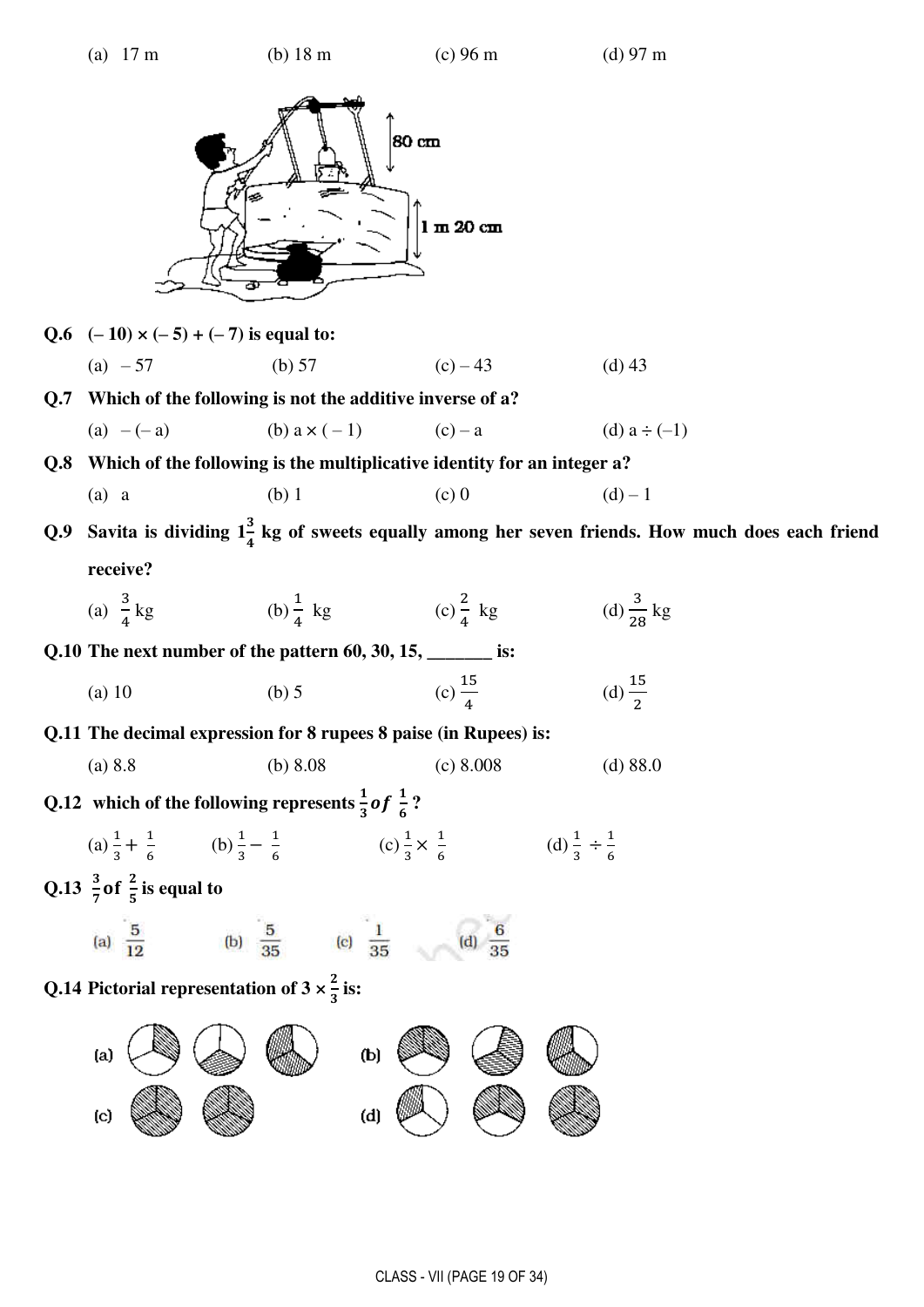(a) 17 m (b) 18 m (c) 96 m (d) 97 m

80 cm

1 m 20 cm

**Q.6 (– 10) × (– 5) + (– 7) is equal to:**

(a) – 57 (b) 57 (c) – 43 (d) 43

**Q.7 Which of the following is not the additive inverse of a?**

(a) – (– a) (b) a × ( – 1) (c) – a (d) a ÷ (–1)

**Q.8 Which of the following is the multiplicative identity for an integer a?**

(a) a (b) 1 (c) 0 (d) – 1

**Q.9 Savita is dividing $1\frac{3}{4}$ kg of sweets equally among her seven friends. How much does each friend receive?**

(a) $\frac{3}{4}$ kg (b) $\frac{1}{4}$ kg (c) $\frac{2}{4}$ kg (d) $\frac{3}{28}$ kg

**Q.10 The next number of the pattern 60, 30, 15, _______ is:**

(a) 10 (b) 5 (c) $\frac{15}{4}$ (d) $\frac{15}{2}$

**Q.11 The decimal expression for 8 rupees 8 paise (in Rupees) is:**

(a) 8.8 (b) 8.08 (c) 8.008 (d) 88.0

**Q.12 which of the following represents $\frac{1}{3}$ *of* $\frac{1}{6}$?**

(a) $\frac{1}{3}+\frac{1}{6}$ (b) $\frac{1}{3}-\frac{1}{6}$ (c) $\frac{1}{3}\times\frac{1}{6}$ (d) $\frac{1}{3}\div\frac{1}{6}$

**Q.13 $\frac{3}{7}$ of $\frac{2}{5}$ is equal to**

(a) $\frac{5}{12}$ (b) $\frac{5}{35}$ (c) $\frac{1}{35}$ (d) $\frac{6}{35}$

**Q.14 Pictorial representation of $3 \times \frac{2}{3}$ is:**

(a) (b)

(c) (d)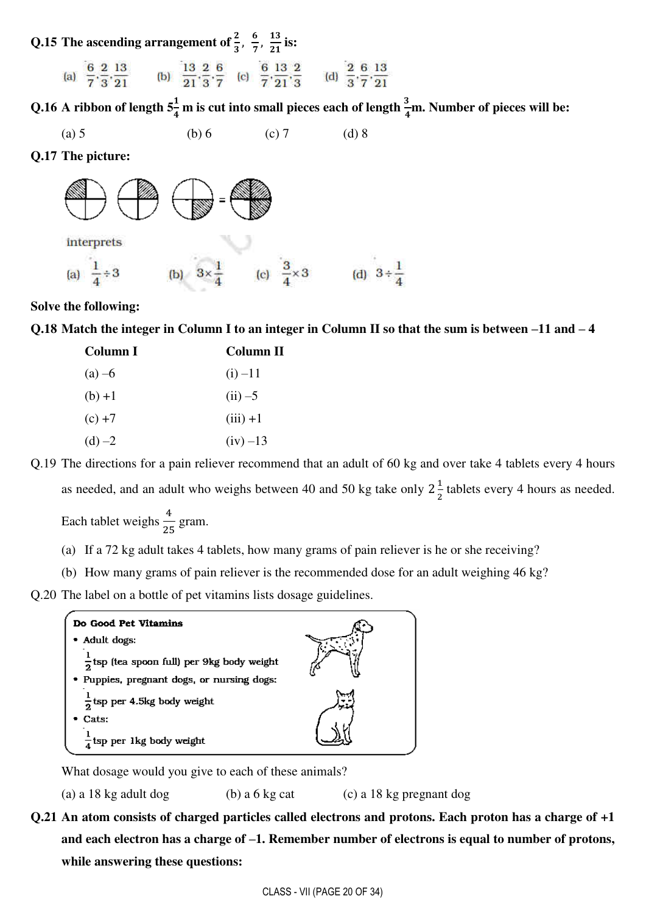**Q.15 The ascending arrangement of $\frac{2}{3}$, $\frac{6}{7}$, $\frac{13}{21}$ is:**

(a) $\frac{6}{7}, \frac{2}{3}, \frac{13}{21}$ (b) $\frac{13}{21}, \frac{2}{3}, \frac{6}{7}$ (c) $\frac{6}{7}, \frac{13}{21}, \frac{2}{3}$ (d) $\frac{2}{3}, \frac{6}{7}, \frac{13}{21}$

**Q.16 A ribbon of length $5\frac{1}{4}$ m is cut into small pieces each of length $\frac{3}{4}$m. Number of pieces will be:**

(a) 5 (b) 6 (c) 7 (d) 8

**Q.17 The picture:**

interprets

(a) $\frac{1}{4} \div 3$ (b) $3 \times \frac{1}{4}$ (c) $\frac{3}{4} \times 3$ (d) $3 \div \frac{1}{4}$

**Solve the following:**

**Q.18 Match the integer in Column I to an integer in Column II so that the sum is between –11 and – 4**

| Column I | Column II |
|---|---|
| (a) –6 | (i) –11 |
| (b) +1 | (ii) –5 |
| (c) +7 | (iii) +1 |
| (d) –2 | (iv) –13 |

Q.19 The directions for a pain reliever recommend that an adult of 60 kg and over take 4 tablets every 4 hours as needed, and an adult who weighs between 40 and 50 kg take only $2\frac{1}{2}$ tablets every 4 hours as needed. Each tablet weighs $\frac{4}{25}$ gram.

(a) If a 72 kg adult takes 4 tablets, how many grams of pain reliever is he or she receiving?

(b) How many grams of pain reliever is the recommended dose for an adult weighing 46 kg?

Q.20 The label on a bottle of pet vitamins lists dosage guidelines.

**Do Good Pet Vitamins**

- Adult dogs:
  $\frac{1}{2}$ tsp (tea spoon full) per 9kg body weight
- Puppies, pregnant dogs, or nursing dogs:
  $\frac{1}{2}$ tsp per 4.5kg body weight
- Cats:
  $\frac{1}{4}$ tsp per 1kg body weight

What dosage would you give to each of these animals?

(a) a 18 kg adult dog (b) a 6 kg cat (c) a 18 kg pregnant dog

**Q.21 An atom consists of charged particles called electrons and protons. Each proton has a charge of +1 and each electron has a charge of –1. Remember number of electrons is equal to number of protons, while answering these questions:**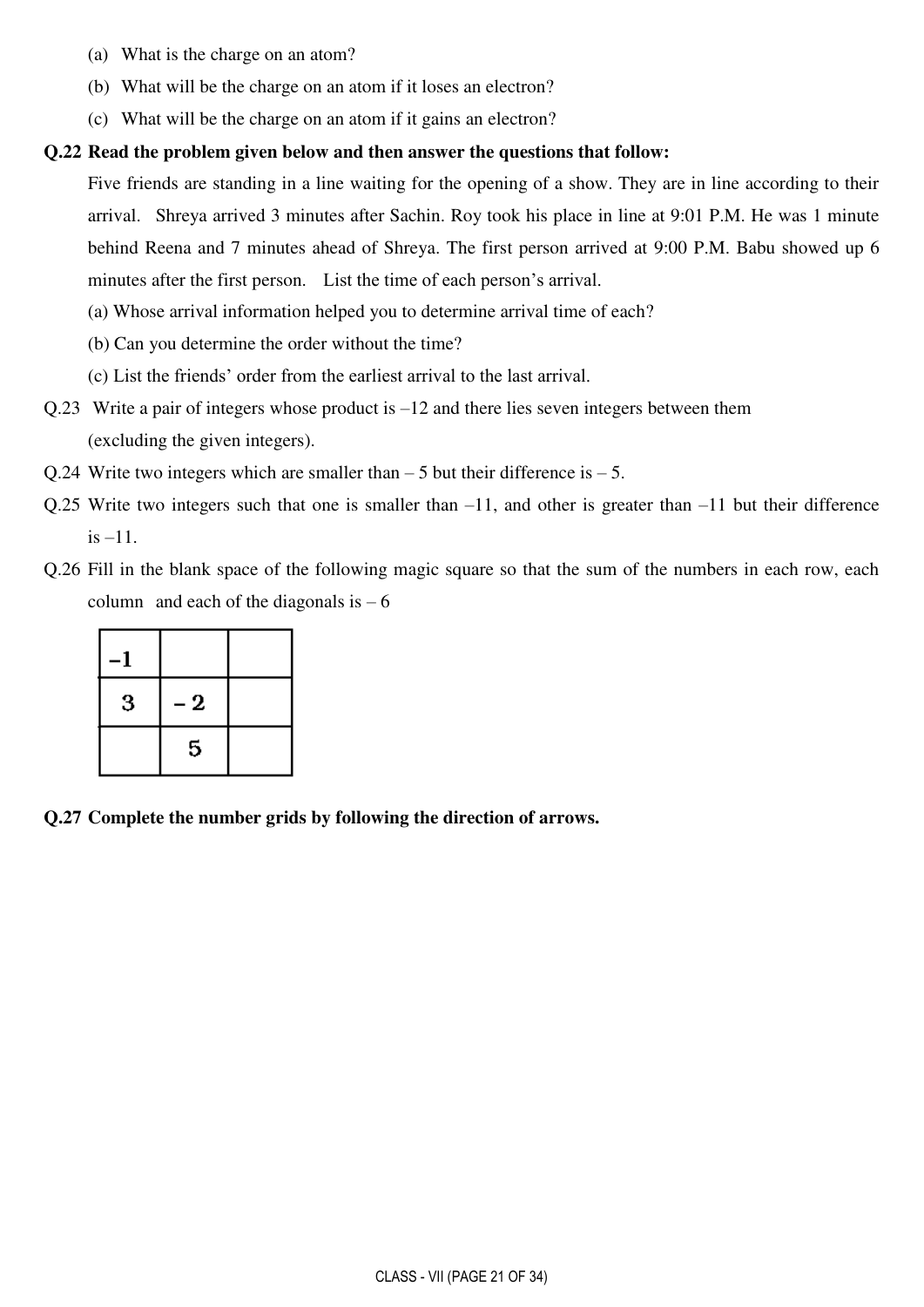(a) What is the charge on an atom?

(b) What will be the charge on an atom if it loses an electron?

(c) What will be the charge on an atom if it gains an electron?

**Q.22 Read the problem given below and then answer the questions that follow:**

Five friends are standing in a line waiting for the opening of a show. They are in line according to their arrival. Shreya arrived 3 minutes after Sachin. Roy took his place in line at 9:01 P.M. He was 1 minute behind Reena and 7 minutes ahead of Shreya. The first person arrived at 9:00 P.M. Babu showed up 6 minutes after the first person. List the time of each person's arrival.

(a) Whose arrival information helped you to determine arrival time of each?

(b) Can you determine the order without the time?

(c) List the friends' order from the earliest arrival to the last arrival.

Q.23 Write a pair of integers whose product is $-12$ and there lies seven integers between them (excluding the given integers).

Q.24 Write two integers which are smaller than $-5$ but their difference is $-5$.

Q.25 Write two integers such that one is smaller than $-11$, and other is greater than $-11$ but their difference is $-11$.

Q.26 Fill in the blank space of the following magic square so that the sum of the numbers in each row, each column and each of the diagonals is $-6$

| | | |
|---|---|---|
| $-1$ | | |
| $3$ | $-2$ | |
| | $5$ | |

**Q.27 Complete the number grids by following the direction of arrows.**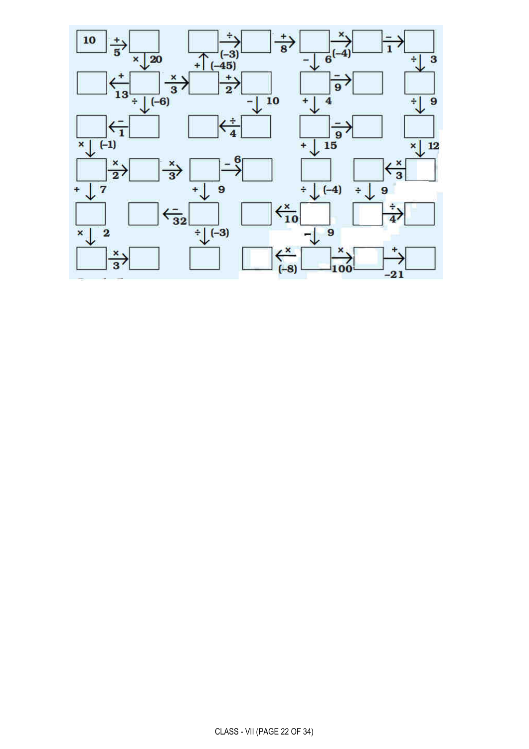10 $\xrightarrow{+5}$ ☐ $\xrightarrow{\times 20}$ ☐

- ☐ $\xrightarrow{+13}$ ☐
- ☐ $\xrightarrow{\times 3}$ ☐ $\xrightarrow{+2}$ ☐ $\xrightarrow{-10}$ ☐ $\xrightarrow{\div 4}$ ☐
  - ☐ $\xrightarrow{+(-45)}$ ☐ $\xrightarrow{\div (-3)}$ ☐ $\xrightarrow{+8}$ ☐ $\xrightarrow{\times (-4)}$ ☐ $\xrightarrow{-1}$ ☐ $\xrightarrow{\div 3}$ ☐ $\xrightarrow{\div 9}$ ☐ $\xrightarrow{\times 12}$ ☐ $\xrightarrow{\times 3}$ ☐ $\xrightarrow{\div 9}$ ☐ $\xrightarrow{\div 4}$ ☐
    - (after $+8$) ☐ $\xrightarrow{-6}$ ☐ $\xrightarrow{-9}$ ☐
    - ☐ $\xrightarrow{+4}$ ☐ $\xrightarrow{-9}$ ☐
    - ☐ $\xrightarrow{+15}$ ☐ $\xrightarrow{\div (-4)}$ ☐ $\xrightarrow{\times 10}$ ☐
    - ☐ $\xrightarrow{-9}$ ☐ $\xrightarrow{\times (-8)}$ ☐
    - ☐ $\xrightarrow{\times 100}$ ☐ $\xrightarrow{+(-21)}$ ☐
- ☐ $\xrightarrow{\div (-6)}$ ☐ $\xrightarrow{-1}$ ☐ $\xrightarrow{\times (-1)}$ ☐ $\xrightarrow{\times 2}$ ☐ $\xrightarrow{\times 3}$ ☐ $\xrightarrow{-6}$ ☐
  - ☐ $\xrightarrow{+7}$ ☐ $\xrightarrow{\times 2}$ ☐ $\xrightarrow{\times 3}$ ☐
  - ☐ $\xrightarrow{+9}$ ☐ $\xrightarrow{-32}$ ☐
  - ☐ $\xrightarrow{\div (-3)}$ ☐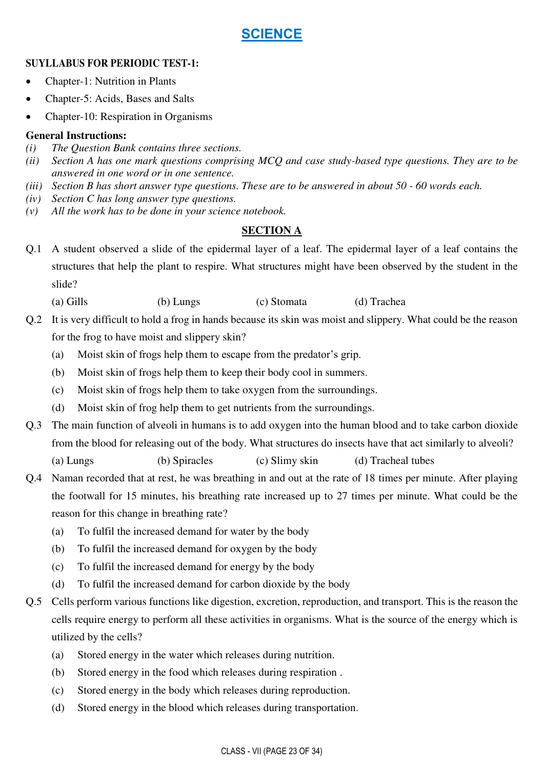# SCIENCE

**SUYLLABUS FOR PERIODIC TEST-1:**

- Chapter-1: Nutrition in Plants
- Chapter-5: Acids, Bases and Salts
- Chapter-10: Respiration in Organisms

**General Instructions:**

*(i) The Question Bank contains three sections.*

*(ii) Section A has one mark questions comprising MCQ and case study-based type questions. They are to be answered in one word or in one sentence.*

*(iii) Section B has short answer type questions. These are to be answered in about 50 - 60 words each.*

*(iv) Section C has long answer type questions.*

*(v) All the work has to be done in your science notebook.*

## SECTION A

Q.1 A student observed a slide of the epidermal layer of a leaf. The epidermal layer of a leaf contains the structures that help the plant to respire. What structures might have been observed by the student in the slide?

(a) Gills (b) Lungs (c) Stomata (d) Trachea

Q.2 It is very difficult to hold a frog in hands because its skin was moist and slippery. What could be the reason for the frog to have moist and slippery skin?

(a) Moist skin of frogs help them to escape from the predator's grip.
(b) Moist skin of frogs help them to keep their body cool in summers.
(c) Moist skin of frogs help them to take oxygen from the surroundings.
(d) Moist skin of frog help them to get nutrients from the surroundings.

Q.3 The main function of alveoli in humans is to add oxygen into the human blood and to take carbon dioxide from the blood for releasing out of the body. What structures do insects have that act similarly to alveoli?

(a) Lungs (b) Spiracles (c) Slimy skin (d) Tracheal tubes

Q.4 Naman recorded that at rest, he was breathing in and out at the rate of 18 times per minute. After playing the footwall for 15 minutes, his breathing rate increased up to 27 times per minute. What could be the reason for this change in breathing rate?

(a) To fulfil the increased demand for water by the body
(b) To fulfil the increased demand for oxygen by the body
(c) To fulfil the increased demand for energy by the body
(d) To fulfil the increased demand for carbon dioxide by the body

Q.5 Cells perform various functions like digestion, excretion, reproduction, and transport. This is the reason the cells require energy to perform all these activities in organisms. What is the source of the energy which is utilized by the cells?

(a) Stored energy in the water which releases during nutrition.
(b) Stored energy in the food which releases during respiration .
(c) Stored energy in the body which releases during reproduction.
(d) Stored energy in the blood which releases during transportation.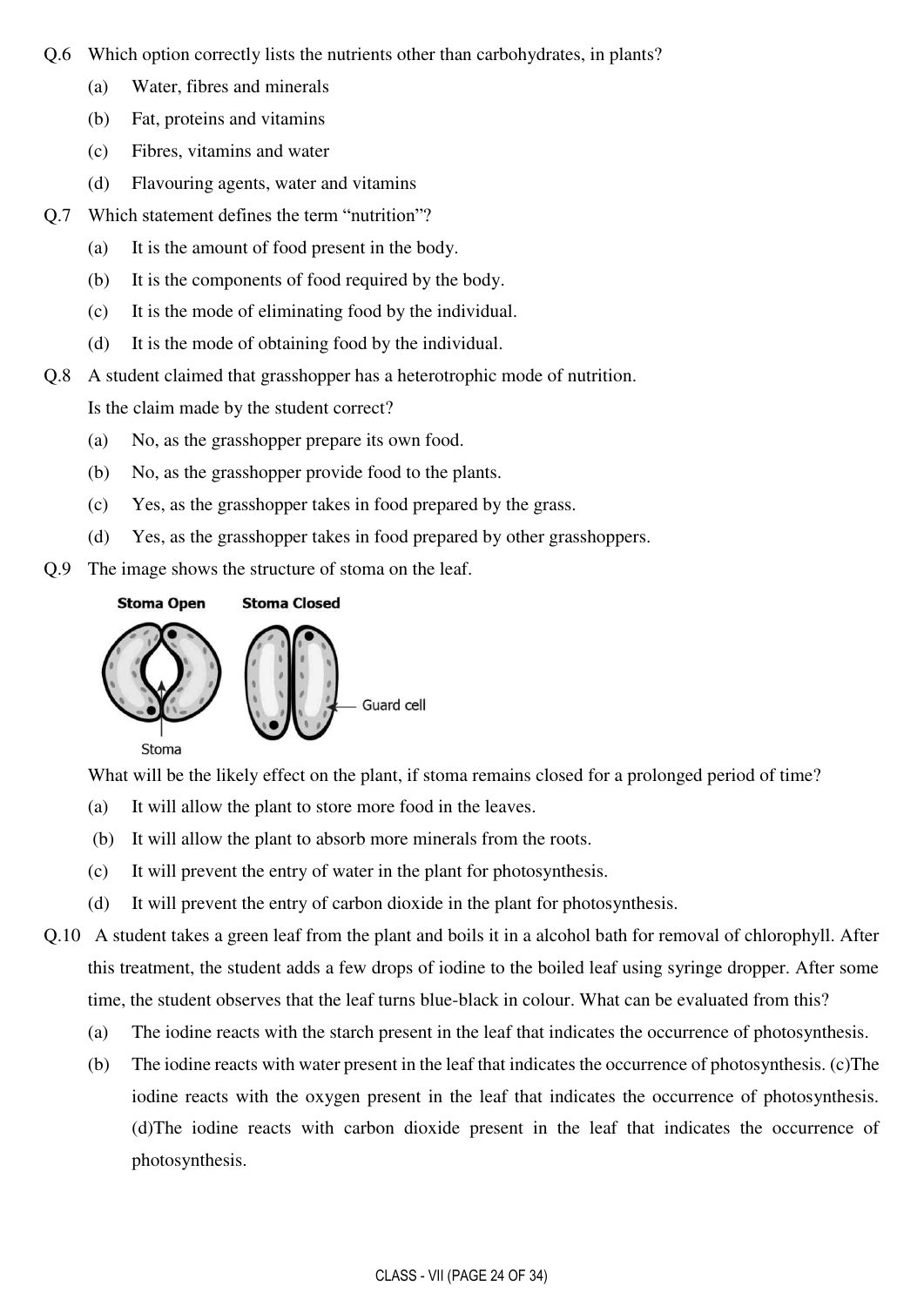Q.6 Which option correctly lists the nutrients other than carbohydrates, in plants?

(a) Water, fibres and minerals

(b) Fat, proteins and vitamins

(c) Fibres, vitamins and water

(d) Flavouring agents, water and vitamins

Q.7 Which statement defines the term "nutrition"?

(a) It is the amount of food present in the body.

(b) It is the components of food required by the body.

(c) It is the mode of eliminating food by the individual.

(d) It is the mode of obtaining food by the individual.

Q.8 A student claimed that grasshopper has a heterotrophic mode of nutrition.

Is the claim made by the student correct?

(a) No, as the grasshopper prepare its own food.

(b) No, as the grasshopper provide food to the plants.

(c) Yes, as the grasshopper takes in food prepared by the grass.

(d) Yes, as the grasshopper takes in food prepared by other grasshoppers.

Q.9 The image shows the structure of stoma on the leaf.

Stoma Open    Stoma Closed

Guard cell

Stoma

What will be the likely effect on the plant, if stoma remains closed for a prolonged period of time?

(a) It will allow the plant to store more food in the leaves.

(b) It will allow the plant to absorb more minerals from the roots.

(c) It will prevent the entry of water in the plant for photosynthesis.

(d) It will prevent the entry of carbon dioxide in the plant for photosynthesis.

Q.10 A student takes a green leaf from the plant and boils it in a alcohol bath for removal of chlorophyll. After this treatment, the student adds a few drops of iodine to the boiled leaf using syringe dropper. After some time, the student observes that the leaf turns blue-black in colour. What can be evaluated from this?

(a) The iodine reacts with the starch present in the leaf that indicates the occurrence of photosynthesis.

(b) The iodine reacts with water present in the leaf that indicates the occurrence of photosynthesis. (c)The iodine reacts with the oxygen present in the leaf that indicates the occurrence of photosynthesis. (d)The iodine reacts with carbon dioxide present in the leaf that indicates the occurrence of photosynthesis.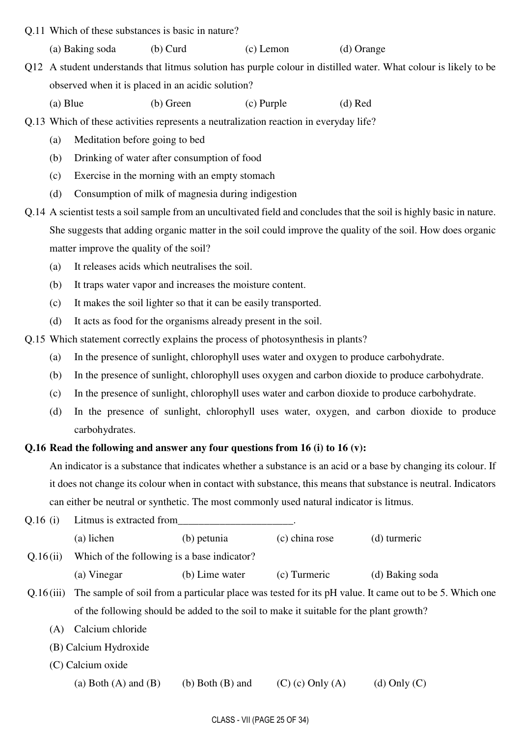Q.11 Which of these substances is basic in nature?

(a) Baking soda (b) Curd (c) Lemon (d) Orange

Q12 A student understands that litmus solution has purple colour in distilled water. What colour is likely to be observed when it is placed in an acidic solution?

(a) Blue (b) Green (c) Purple (d) Red

Q.13 Which of these activities represents a neutralization reaction in everyday life?

(a) Meditation before going to bed

(b) Drinking of water after consumption of food

(c) Exercise in the morning with an empty stomach

(d) Consumption of milk of magnesia during indigestion

Q.14 A scientist tests a soil sample from an uncultivated field and concludes that the soil is highly basic in nature. She suggests that adding organic matter in the soil could improve the quality of the soil. How does organic matter improve the quality of the soil?

(a) It releases acids which neutralises the soil.

(b) It traps water vapor and increases the moisture content.

(c) It makes the soil lighter so that it can be easily transported.

(d) It acts as food for the organisms already present in the soil.

Q.15 Which statement correctly explains the process of photosynthesis in plants?

(a) In the presence of sunlight, chlorophyll uses water and oxygen to produce carbohydrate.

(b) In the presence of sunlight, chlorophyll uses oxygen and carbon dioxide to produce carbohydrate.

(c) In the presence of sunlight, chlorophyll uses water and carbon dioxide to produce carbohydrate.

(d) In the presence of sunlight, chlorophyll uses water, oxygen, and carbon dioxide to produce carbohydrates.

**Q.16 Read the following and answer any four questions from 16 (i) to 16 (v):**

An indicator is a substance that indicates whether a substance is an acid or a base by changing its colour. If it does not change its colour when in contact with substance, this means that substance is neutral. Indicators can either be neutral or synthetic. The most commonly used natural indicator is litmus.

Q.16 (i) Litmus is extracted from______________________.

(a) lichen (b) petunia (c) china rose (d) turmeric

Q.16 (ii) Which of the following is a base indicator?

(a) Vinegar (b) Lime water (c) Turmeric (d) Baking soda

Q.16 (iii) The sample of soil from a particular place was tested for its pH value. It came out to be 5. Which one of the following should be added to the soil to make it suitable for the plant growth?

(A) Calcium chloride

(B) Calcium Hydroxide

(C) Calcium oxide

(a) Both (A) and (B) (b) Both (B) and (C) (c) Only (A) (d) Only (C)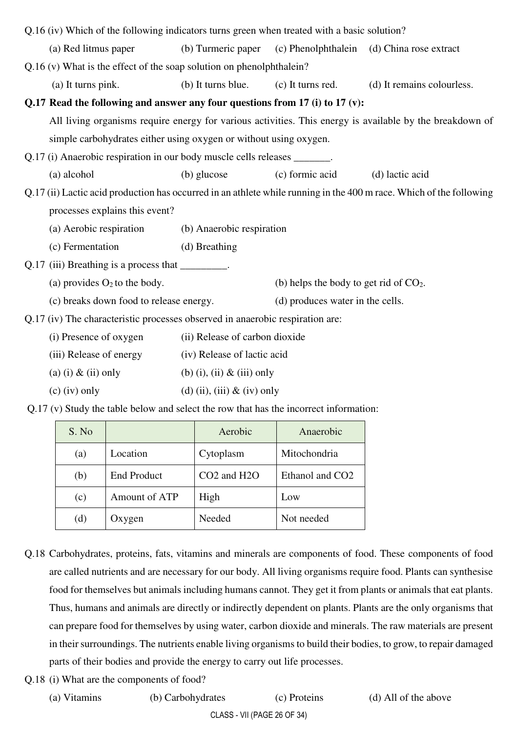Q.16 (iv) Which of the following indicators turns green when treated with a basic solution?

(a) Red litmus paper (b) Turmeric paper (c) Phenolphthalein (d) China rose extract

Q.16 (v) What is the effect of the soap solution on phenolphthalein?

(a) It turns pink. (b) It turns blue. (c) It turns red. (d) It remains colourless.

**Q.17 Read the following and answer any four questions from 17 (i) to 17 (v):**

All living organisms require energy for various activities. This energy is available by the breakdown of simple carbohydrates either using oxygen or without using oxygen.

Q.17 (i) Anaerobic respiration in our body muscle cells releases _______.

(a) alcohol (b) glucose (c) formic acid (d) lactic acid

Q.17 (ii) Lactic acid production has occurred in an athlete while running in the 400 m race. Which of the following processes explains this event?

(a) Aerobic respiration (b) Anaerobic respiration

(c) Fermentation (d) Breathing

Q.17 (iii) Breathing is a process that _________.

(a) provides $O_2$ to the body. (b) helps the body to get rid of $CO_2$.

(c) breaks down food to release energy. (d) produces water in the cells.

Q.17 (iv) The characteristic processes observed in anaerobic respiration are:

(i) Presence of oxygen (ii) Release of carbon dioxide

(iii) Release of energy (iv) Release of lactic acid

(a) (i) & (ii) only (b) (i), (ii) & (iii) only

(c) (iv) only (d) (ii), (iii) & (iv) only

Q.17 (v) Study the table below and select the row that has the incorrect information:

| S. No | | Aerobic | Anaerobic |
|---|---|---|---|
| (a) | Location | Cytoplasm | Mitochondria |
| (b) | End Product | CO2 and H2O | Ethanol and CO2 |
| (c) | Amount of ATP | High | Low |
| (d) | Oxygen | Needed | Not needed |

Q.18 Carbohydrates, proteins, fats, vitamins and minerals are components of food. These components of food are called nutrients and are necessary for our body. All living organisms require food. Plants can synthesise food for themselves but animals including humans cannot. They get it from plants or animals that eat plants. Thus, humans and animals are directly or indirectly dependent on plants. Plants are the only organisms that can prepare food for themselves by using water, carbon dioxide and minerals. The raw materials are present in their surroundings. The nutrients enable living organisms to build their bodies, to grow, to repair damaged parts of their bodies and provide the energy to carry out life processes.

Q.18 (i) What are the components of food?

(a) Vitamins (b) Carbohydrates (c) Proteins (d) All of the above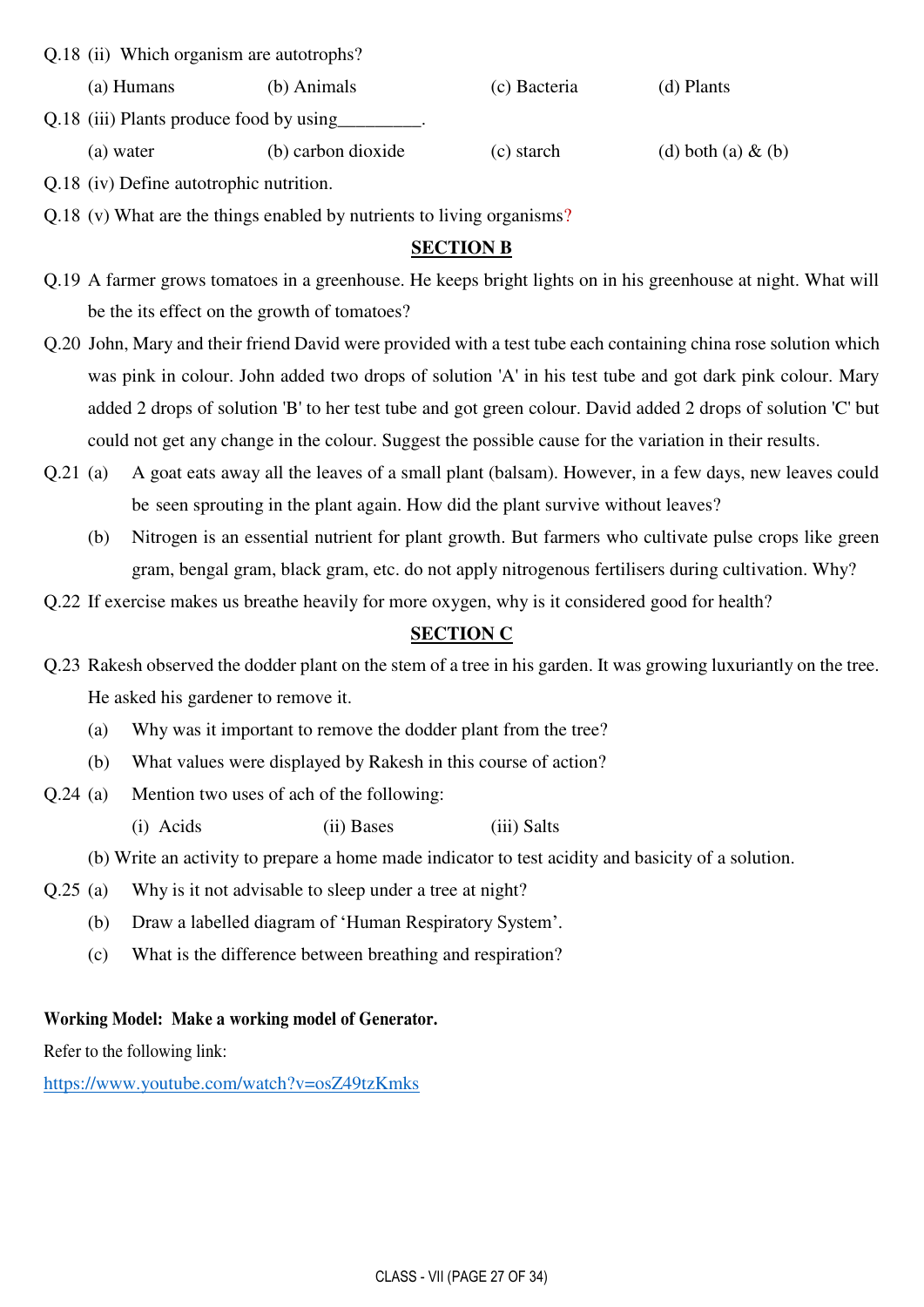Q.18 (ii) Which organism are autotrophs?

(a) Humans (b) Animals (c) Bacteria (d) Plants

Q.18 (iii) Plants produce food by using_________.

(a) water (b) carbon dioxide (c) starch (d) both (a) & (b)

Q.18 (iv) Define autotrophic nutrition.

Q.18 (v) What are the things enabled by nutrients to living organisms?

## SECTION B

Q.19 A farmer grows tomatoes in a greenhouse. He keeps bright lights on in his greenhouse at night. What will be the its effect on the growth of tomatoes?

Q.20 John, Mary and their friend David were provided with a test tube each containing china rose solution which was pink in colour. John added two drops of solution 'A' in his test tube and got dark pink colour. Mary added 2 drops of solution 'B' to her test tube and got green colour. David added 2 drops of solution 'C' but could not get any change in the colour. Suggest the possible cause for the variation in their results.

Q.21 (a) A goat eats away all the leaves of a small plant (balsam). However, in a few days, new leaves could be seen sprouting in the plant again. How did the plant survive without leaves?

(b) Nitrogen is an essential nutrient for plant growth. But farmers who cultivate pulse crops like green gram, bengal gram, black gram, etc. do not apply nitrogenous fertilisers during cultivation. Why?

Q.22 If exercise makes us breathe heavily for more oxygen, why is it considered good for health?

## SECTION C

Q.23 Rakesh observed the dodder plant on the stem of a tree in his garden. It was growing luxuriantly on the tree. He asked his gardener to remove it.

(a) Why was it important to remove the dodder plant from the tree?

(b) What values were displayed by Rakesh in this course of action?

Q.24 (a) Mention two uses of ach of the following:

(i) Acids (ii) Bases (iii) Salts

(b) Write an activity to prepare a home made indicator to test acidity and basicity of a solution.

Q.25 (a) Why is it not advisable to sleep under a tree at night?

(b) Draw a labelled diagram of 'Human Respiratory System'.

(c) What is the difference between breathing and respiration?

**Working Model: Make a working model of Generator.**

Refer to the following link:

https://www.youtube.com/watch?v=osZ49tzKmks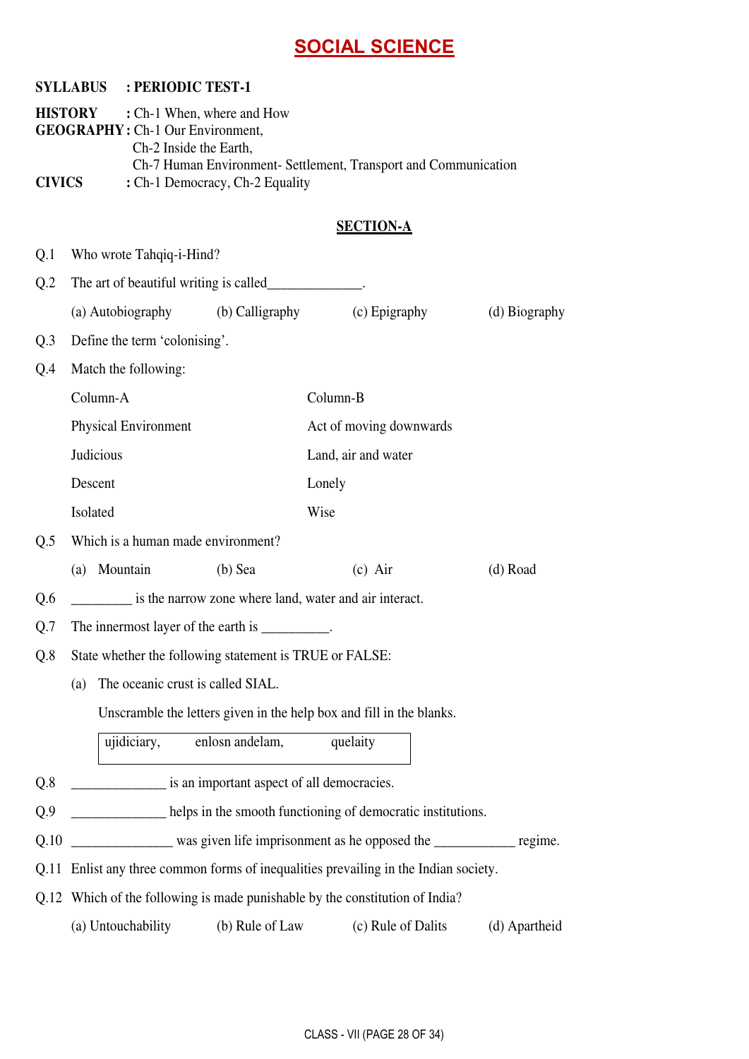# SOCIAL SCIENCE

**SYLLABUS : PERIODIC TEST-1**

**HISTORY** : Ch-1 When, where and How
**GEOGRAPHY** : Ch-1 Our Environment,
Ch-2 Inside the Earth,
Ch-7 Human Environment- Settlement, Transport and Communication
**CIVICS** : Ch-1 Democracy, Ch-2 Equality

## SECTION-A

Q.1 Who wrote Tahqiq-i-Hind?

Q.2 The art of beautiful writing is called______________.

(a) Autobiography (b) Calligraphy (c) Epigraphy (d) Biography

Q.3 Define the term 'colonising'.

Q.4 Match the following:

| Column-A | Column-B |
|---|---|
| Physical Environment | Act of moving downwards |
| Judicious | Land, air and water |
| Descent | Lonely |
| Isolated | Wise |

Q.5 Which is a human made environment?

(a) Mountain (b) Sea (c) Air (d) Road

Q.6 _________ is the narrow zone where land, water and air interact.

Q.7 The innermost layer of the earth is __________.

Q.8 State whether the following statement is TRUE or FALSE:

(a) The oceanic crust is called SIAL.

Unscramble the letters given in the help box and fill in the blanks.

| ujidiciary, enlosn andelam, quelaity |
|---|

Q.8 ______________ is an important aspect of all democracies.

Q.9 ______________ helps in the smooth functioning of democratic institutions.

Q.10 _______________ was given life imprisonment as he opposed the ____________ regime.

Q.11 Enlist any three common forms of inequalities prevailing in the Indian society.

Q.12 Which of the following is made punishable by the constitution of India?

(a) Untouchability (b) Rule of Law (c) Rule of Dalits (d) Apartheid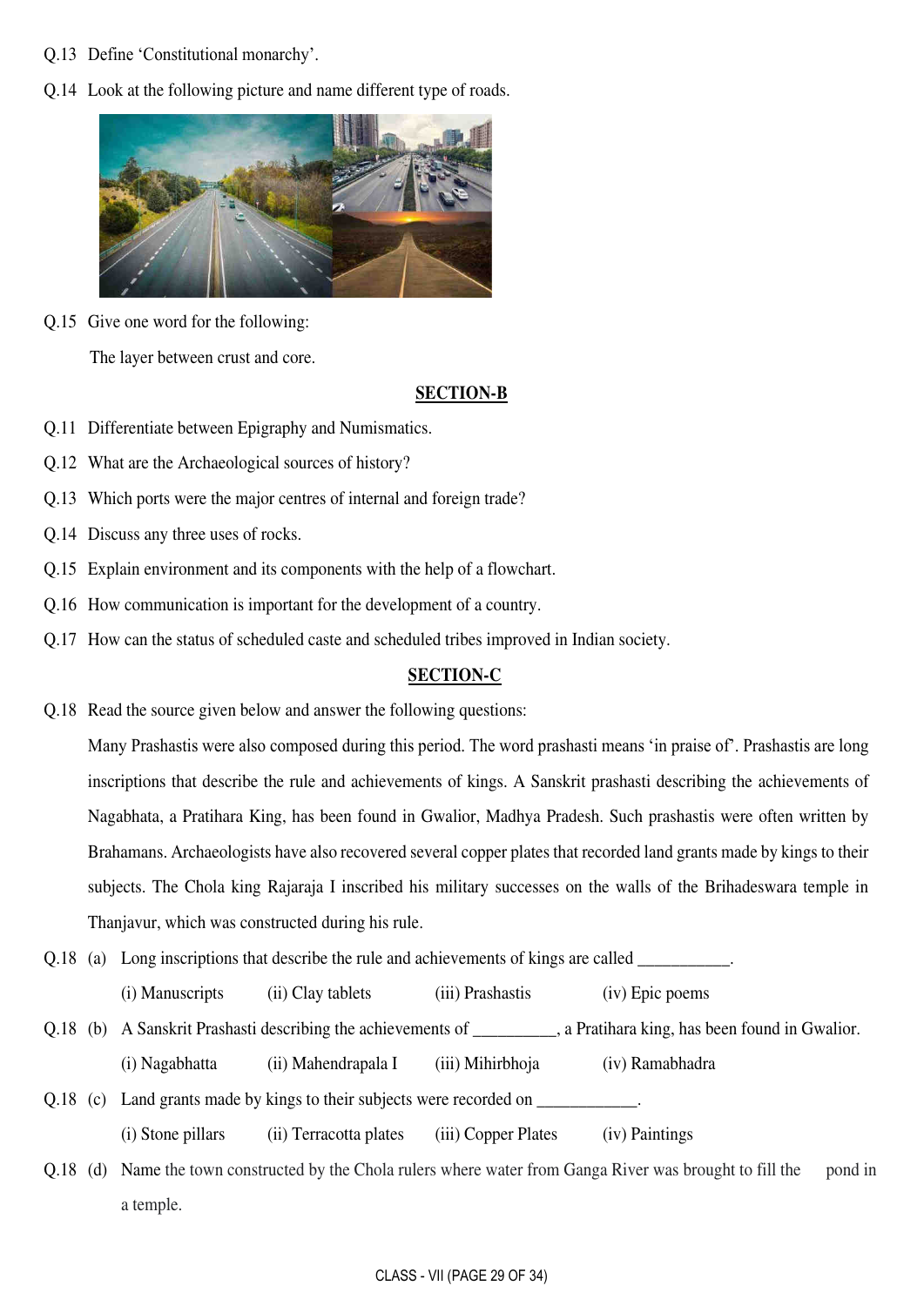Q.13 Define 'Constitutional monarchy'.

Q.14 Look at the following picture and name different type of roads.

Q.15 Give one word for the following:

The layer between crust and core.

## SECTION-B

Q.11 Differentiate between Epigraphy and Numismatics.

Q.12 What are the Archaeological sources of history?

Q.13 Which ports were the major centres of internal and foreign trade?

Q.14 Discuss any three uses of rocks.

Q.15 Explain environment and its components with the help of a flowchart.

Q.16 How communication is important for the development of a country.

Q.17 How can the status of scheduled caste and scheduled tribes improved in Indian society.

## SECTION-C

Q.18 Read the source given below and answer the following questions:

Many Prashastis were also composed during this period. The word prashasti means 'in praise of'. Prashastis are long inscriptions that describe the rule and achievements of kings. A Sanskrit prashasti describing the achievements of Nagabhata, a Pratihara King, has been found in Gwalior, Madhya Pradesh. Such prashastis were often written by Brahamans. Archaeologists have also recovered several copper plates that recorded land grants made by kings to their subjects. The Chola king Rajaraja I inscribed his military successes on the walls of the Brihadeswara temple in Thanjavur, which was constructed during his rule.

Q.18 (a) Long inscriptions that describe the rule and achievements of kings are called ___________.

(i) Manuscripts (ii) Clay tablets (iii) Prashastis (iv) Epic poems

Q.18 (b) A Sanskrit Prashasti describing the achievements of __________, a Pratihara king, has been found in Gwalior.

(i) Nagabhatta (ii) Mahendrapala I (iii) Mihirbhoja (iv) Ramabhadra

Q.18 (c) Land grants made by kings to their subjects were recorded on ____________.

(i) Stone pillars (ii) Terracotta plates (iii) Copper Plates (iv) Paintings

Q.18 (d) Name the town constructed by the Chola rulers where water from Ganga River was brought to fill the pond in a temple.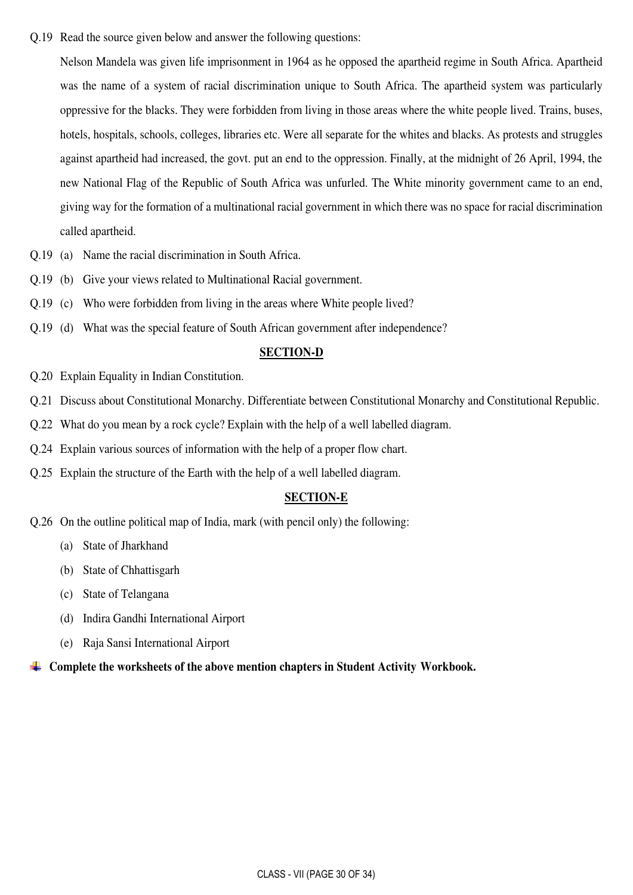Q.19 Read the source given below and answer the following questions:

Nelson Mandela was given life imprisonment in 1964 as he opposed the apartheid regime in South Africa. Apartheid was the name of a system of racial discrimination unique to South Africa. The apartheid system was particularly oppressive for the blacks. They were forbidden from living in those areas where the white people lived. Trains, buses, hotels, hospitals, schools, colleges, libraries etc. Were all separate for the whites and blacks. As protests and struggles against apartheid had increased, the govt. put an end to the oppression. Finally, at the midnight of 26 April, 1994, the new National Flag of the Republic of South Africa was unfurled. The White minority government came to an end, giving way for the formation of a multinational racial government in which there was no space for racial discrimination called apartheid.

Q.19 (a) Name the racial discrimination in South Africa.

Q.19 (b) Give your views related to Multinational Racial government.

Q.19 (c) Who were forbidden from living in the areas where White people lived?

Q.19 (d) What was the special feature of South African government after independence?

## SECTION-D

Q.20 Explain Equality in Indian Constitution.

Q.21 Discuss about Constitutional Monarchy. Differentiate between Constitutional Monarchy and Constitutional Republic.

Q.22 What do you mean by a rock cycle? Explain with the help of a well labelled diagram.

Q.24 Explain various sources of information with the help of a proper flow chart.

Q.25 Explain the structure of the Earth with the help of a well labelled diagram.

## SECTION-E

Q.26 On the outline political map of India, mark (with pencil only) the following:

(a) State of Jharkhand

(b) State of Chhattisgarh

(c) State of Telangana

(d) Indira Gandhi International Airport

(e) Raja Sansi International Airport

**Complete the worksheets of the above mention chapters in Student Activity Workbook.**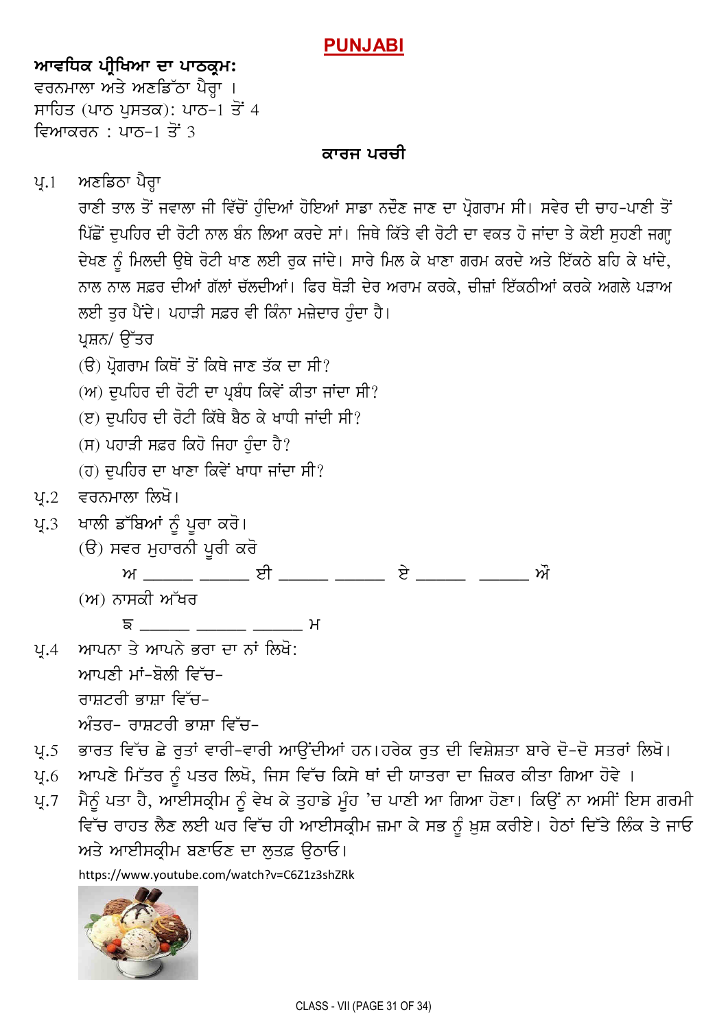# PUNJABI

**ਆਵਧਿਕ ਪ੍ਰੀਖਿਆ ਦਾ ਪਾਠਕ੍ਰਮ:**

ਵਰਨਮਾਲਾ ਅਤੇ ਅਣਡਿੱਠਾ ਪੈਰ੍ਹਾ ।

ਸਾਹਿਤ (ਪਾਠ ਪੁਸਤਕ): ਪਾਠ-1 ਤੋਂ 4

ਵਿਆਕਰਨ : ਪਾਠ-1 ਤੋਂ 3

## ਕਾਰਜ ਪਰਚੀ

ਪ੍ਰ.1 ਅਣਡਿਠਾ ਪੈਰ੍ਹਾ

ਰਾਣੀ ਤਾਲ ਤੋਂ ਜਵਾਲਾ ਜੀ ਵਿੱਚੋਂ ਹੁੰਦਿਆਂ ਹੋਇਆਂ ਸਾਡਾ ਨਦੌਣ ਜਾਣ ਦਾ ਪ੍ਰੋਗਰਾਮ ਸੀ। ਸਵੇਰ ਦੀ ਚਾਹ-ਪਾਣੀ ਤੋਂ ਪਿੱਛੋਂ ਦੁਪਹਿਰ ਦੀ ਰੋਟੀ ਨਾਲ ਬੰਨ ਲਿਆ ਕਰਦੇ ਸਾਂ। ਜਿਥੇ ਕਿੱਤੇ ਵੀ ਰੋਟੀ ਦਾ ਵਕਤ ਹੋ ਜਾਂਦਾ ਤੇ ਕੋਈ ਸੁਹਣੀ ਜਗ੍ਹਾ ਦੇਖਣ ਨੂੰ ਮਿਲਦੀ ਉਥੇ ਰੋਟੀ ਖਾਣ ਲਈ ਰੁਕ ਜਾਂਦੇ। ਸਾਰੇ ਮਿਲ ਕੇ ਖਾਣਾ ਗਰਮ ਕਰਦੇ ਅਤੇ ਇੱਕਠੇ ਬਹਿ ਕੇ ਖਾਂਦੇ, ਨਾਲ ਨਾਲ ਸਫ਼ਰ ਦੀਆਂ ਗੱਲਾਂ ਚੱਲਦੀਆਂ। ਫਿਰ ਥੋੜੀ ਦੇਰ ਅਰਾਮ ਕਰਕੇ, ਚੀਜ਼ਾਂ ਇੱਕਠੀਆਂ ਕਰਕੇ ਅਗਲੇ ਪੜਾਅ ਲਈ ਤੁਰ ਪੈਂਦੇ। ਪਹਾੜੀ ਸਫ਼ਰ ਵੀ ਕਿੰਨਾ ਮਜ਼ੇਦਾਰ ਹੁੰਦਾ ਹੈ।

ਪ੍ਰਸ਼ਨ/ ਉੱਤਰ

(ੳ) ਪ੍ਰੋਗਰਾਮ ਕਿਥੋਂ ਤੋਂ ਕਿਥੇ ਜਾਣ ਤੱਕ ਦਾ ਸੀ?

(ਅ) ਦੁਪਹਿਰ ਦੀ ਰੋਟੀ ਦਾ ਪ੍ਰਬੰਧ ਕਿਵੇਂ ਕੀਤਾ ਜਾਂਦਾ ਸੀ?

(ੲ) ਦੁਪਹਿਰ ਦੀ ਰੋਟੀ ਕਿੱਥੇ ਬੈਠ ਕੇ ਖਾਧੀ ਜਾਂਦੀ ਸੀ?

(ਸ) ਪਹਾੜੀ ਸਫ਼ਰ ਕਿਹੋ ਜਿਹਾ ਹੁੰਦਾ ਹੈ?

(ਹ) ਦੁਪਹਿਰ ਦਾ ਖਾਣਾ ਕਿਵੇਂ ਖਾਧਾ ਜਾਂਦਾ ਸੀ?

ਪ੍ਰ.2 ਵਰਨਮਾਲਾ ਲਿਖੋ।

ਪ੍ਰ.3 ਖਾਲੀ ਡੱਬਿਆਂ ਨੂੰ ਪੂਰਾ ਕਰੋ।

(ੳ) ਸਵਰ ਮੁਹਾਰਨੀ ਪੂਰੀ ਕਰੋ

ਅ ______ ______ ਈ ______ ______ ਏ ______ ______ ਔ

(ਅ) ਨਾਸਕੀ ਅੱਖਰ

ਙ ______ ______ ______ ਮ

ਪ੍ਰ.4 ਆਪਨਾ ਤੇ ਆਪਨੇ ਭਰਾ ਦਾ ਨਾਂ ਲਿਖੋ:

ਆਪਣੀ ਮਾਂ-ਬੋਲੀ ਵਿੱਚ-

ਰਾਸ਼ਟਰੀ ਭਾਸ਼ਾ ਵਿੱਚ-

ਅੰਤਰ- ਰਾਸ਼ਟਰੀ ਭਾਸ਼ਾ ਵਿੱਚ-

ਪ੍ਰ.5 ਭਾਰਤ ਵਿੱਚ ਛੇ ਰੁਤਾਂ ਵਾਰੀ-ਵਾਰੀ ਆਉਂਦੀਆਂ ਹਨ।ਹਰੇਕ ਰੁਤ ਦੀ ਵਿਸ਼ੇਸ਼ਤਾ ਬਾਰੇ ਦੋ-ਦੋ ਸਤਰਾਂ ਲਿਖੋ।

ਪ੍ਰ.6 ਆਪਣੇ ਮਿੱਤਰ ਨੂੰ ਪਤਰ ਲਿਖੋ, ਜਿਸ ਵਿੱਚ ਕਿਸੇ ਥਾਂ ਦੀ ਯਾਤਰਾ ਦਾ ਜ਼ਿਕਰ ਕੀਤਾ ਗਿਆ ਹੋਵੇ ।

ਪ੍ਰ.7 ਮੈਨੂੰ ਪਤਾ ਹੈ, ਆਈਸਕ੍ਰੀਮ ਨੂੰ ਵੇਖ ਕੇ ਤੁਹਾਡੇ ਮੂੰਹ 'ਚ ਪਾਣੀ ਆ ਗਿਆ ਹੋਣਾ। ਕਿਉਂ ਨਾ ਅਸੀਂ ਇਸ ਗਰਮੀ ਵਿੱਚ ਰਾਹਤ ਲੈਣ ਲਈ ਘਰ ਵਿੱਚ ਹੀ ਆਈਸਕ੍ਰੀਮ ਜ਼ਮਾ ਕੇ ਸਭ ਨੂੰ ਖ਼ੁਸ਼ ਕਰੀਏ। ਹੇਠਾਂ ਦਿੱਤੇ ਲਿੰਕ ਤੇ ਜਾਓ ਅਤੇ ਆਈਸਕ੍ਰੀਮ ਬਣਾਓਣ ਦਾ ਲੁਤਫ਼ ਉਠਾਓ।

https://www.youtube.com/watch?v=C6Z1z3shZRk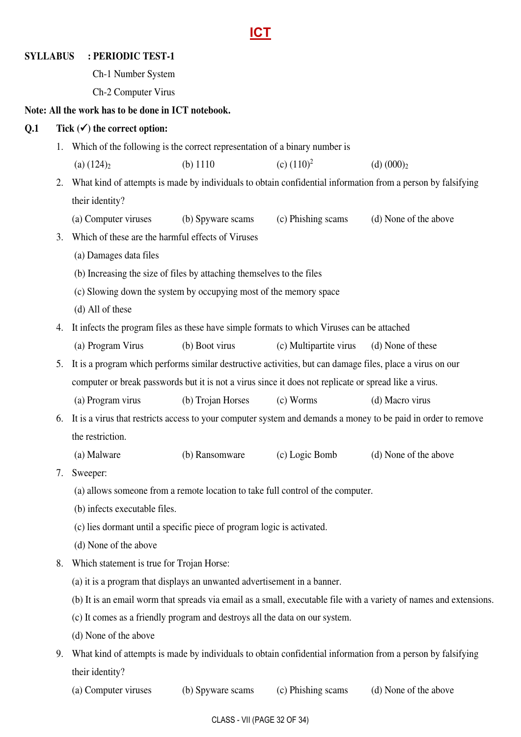# ICT

**SYLLABUS : PERIODIC TEST-1**

Ch-1 Number System

Ch-2 Computer Virus

**Note: All the work has to be done in ICT notebook.**

**Q.1 Tick (✓) the correct option:**

1. Which of the following is the correct representation of a binary number is

   (a) $(124)_2$ (b) 1110 (c) $(110)^2$ (d) $(000)_2$

2. What kind of attempts is made by individuals to obtain confidential information from a person by falsifying their identity?

   (a) Computer viruses (b) Spyware scams (c) Phishing scams (d) None of the above

3. Which of these are the harmful effects of Viruses

   (a) Damages data files

   (b) Increasing the size of files by attaching themselves to the files

   (c) Slowing down the system by occupying most of the memory space

   (d) All of these

4. It infects the program files as these have simple formats to which Viruses can be attached

   (a) Program Virus (b) Boot virus (c) Multipartite virus (d) None of these

5. It is a program which performs similar destructive activities, but can damage files, place a virus on our computer or break passwords but it is not a virus since it does not replicate or spread like a virus.

   (a) Program virus (b) Trojan Horses (c) Worms (d) Macro virus

6. It is a virus that restricts access to your computer system and demands a money to be paid in order to remove the restriction.

   (a) Malware (b) Ransomware (c) Logic Bomb (d) None of the above

7. Sweeper:

   (a) allows someone from a remote location to take full control of the computer.

   (b) infects executable files.

   (c) lies dormant until a specific piece of program logic is activated.

   (d) None of the above

8. Which statement is true for Trojan Horse:

   (a) it is a program that displays an unwanted advertisement in a banner.

   (b) It is an email worm that spreads via email as a small, executable file with a variety of names and extensions.

   (c) It comes as a friendly program and destroys all the data on our system.

   (d) None of the above

9. What kind of attempts is made by individuals to obtain confidential information from a person by falsifying their identity?

   (a) Computer viruses (b) Spyware scams (c) Phishing scams (d) None of the above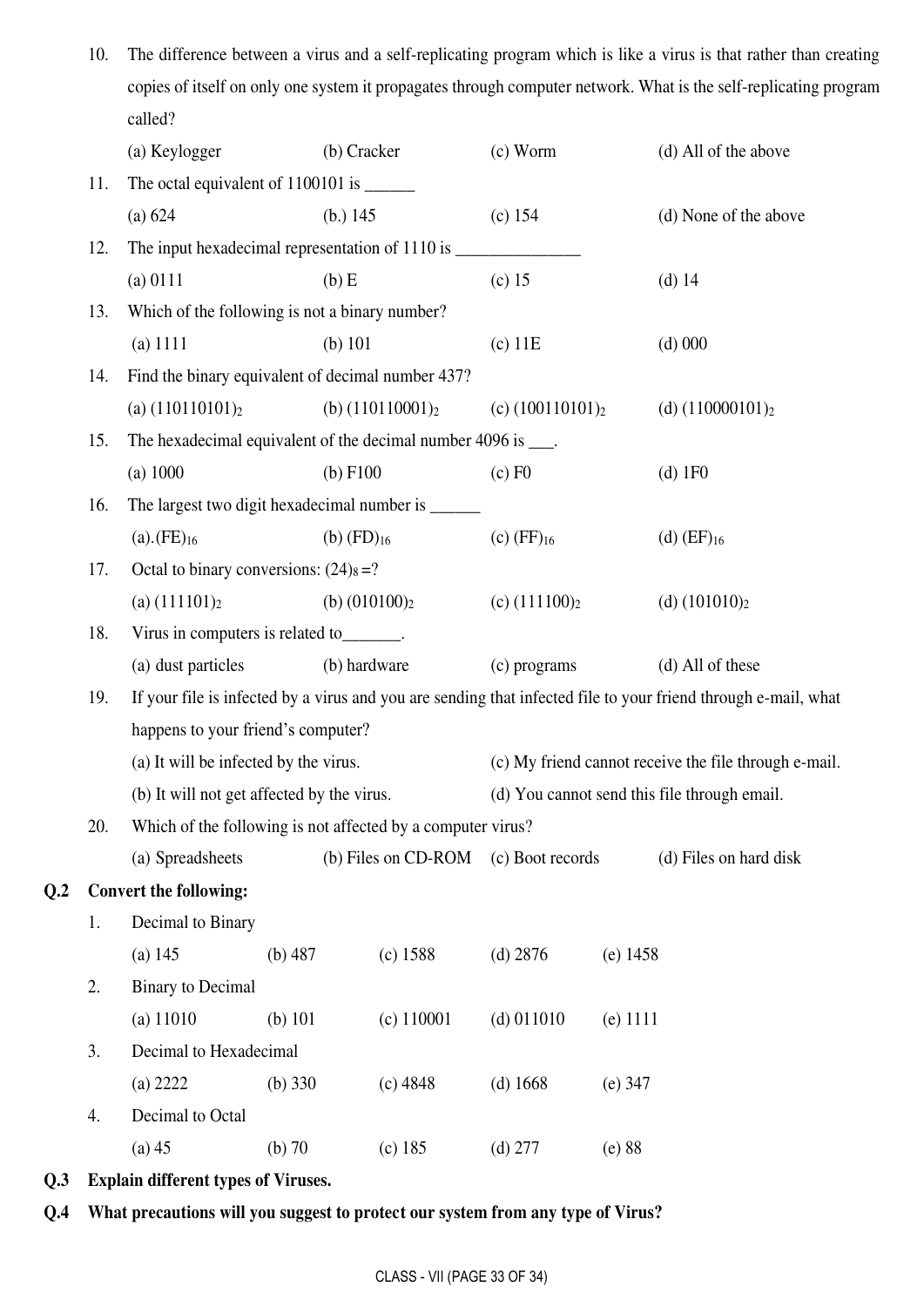10. The difference between a virus and a self-replicating program which is like a virus is that rather than creating copies of itself on only one system it propagates through computer network. What is the self-replicating program called?

    (a) Keylogger (b) Cracker (c) Worm (d) All of the above

11. The octal equivalent of 1100101 is ______

    (a) 624 (b.) 145 (c) 154 (d) None of the above

12. The input hexadecimal representation of 1110 is _______________

    (a) 0111 (b) E (c) 15 (d) 14

13. Which of the following is not a binary number?

    (a) 1111 (b) 101 (c) 11E (d) 000

14. Find the binary equivalent of decimal number 437?

    (a) $(110110101)_2$ (b) $(110110001)_2$ (c) $(100110101)_2$ (d) $(110000101)_2$

15. The hexadecimal equivalent of the decimal number 4096 is ___.

    (a) 1000 (b) F100 (c) F0 (d) 1F0

16. The largest two digit hexadecimal number is ______

    (a).$(FE)_{16}$ (b) $(FD)_{16}$ (c) $(FF)_{16}$ (d) $(EF)_{16}$

17. Octal to binary conversions: $(24)_8$ =?

    (a) $(111101)_2$ (b) $(010100)_2$ (c) $(111100)_2$ (d) $(101010)_2$

18. Virus in computers is related to_______.

    (a) dust particles (b) hardware (c) programs (d) All of these

19. If your file is infected by a virus and you are sending that infected file to your friend through e-mail, what happens to your friend's computer?

    (a) It will be infected by the virus.

    (b) It will not get affected by the virus.

    (c) My friend cannot receive the file through e-mail.

    (d) You cannot send this file through email.

20. Which of the following is not affected by a computer virus?

    (a) Spreadsheets (b) Files on CD-ROM (c) Boot records (d) Files on hard disk

**Q.2 Convert the following:**

1. Decimal to Binary

   (a) 145 (b) 487 (c) 1588 (d) 2876 (e) 1458

2. Binary to Decimal

   (a) 11010 (b) 101 (c) 110001 (d) 011010 (e) 1111

3. Decimal to Hexadecimal

   (a) 2222 (b) 330 (c) 4848 (d) 1668 (e) 347

4. Decimal to Octal

   (a) 45 (b) 70 (c) 185 (d) 277 (e) 88

**Q.3 Explain different types of Viruses.**

**Q.4 What precautions will you suggest to protect our system from any type of Virus?**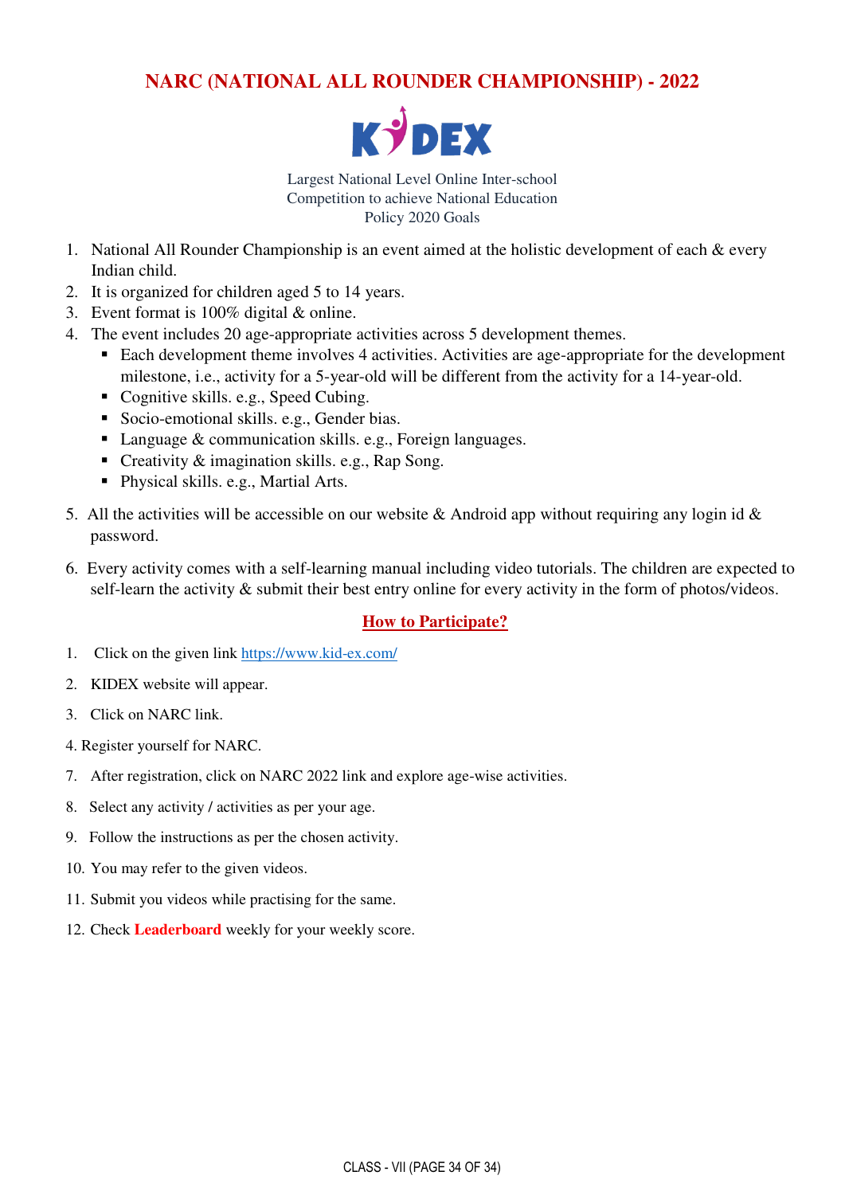# NARC (NATIONAL ALL ROUNDER CHAMPIONSHIP) - 2022

KIDEX

Largest National Level Online Inter-school
Competition to achieve National Education
Policy 2020 Goals

1. National All Rounder Championship is an event aimed at the holistic development of each & every Indian child.
2. It is organized for children aged 5 to 14 years.
3. Event format is 100% digital & online.
4. The event includes 20 age-appropriate activities across 5 development themes.
   - Each development theme involves 4 activities. Activities are age-appropriate for the development milestone, i.e., activity for a 5-year-old will be different from the activity for a 14-year-old.
   - Cognitive skills. e.g., Speed Cubing.
   - Socio-emotional skills. e.g., Gender bias.
   - Language & communication skills. e.g., Foreign languages.
   - Creativity & imagination skills. e.g., Rap Song.
   - Physical skills. e.g., Martial Arts.
5. All the activities will be accessible on our website & Android app without requiring any login id & password.
6. Every activity comes with a self-learning manual including video tutorials. The children are expected to self-learn the activity & submit their best entry online for every activity in the form of photos/videos.

## How to Participate?

1. Click on the given link https://www.kid-ex.com/
2. KIDEX website will appear.
3. Click on NARC link.
4. Register yourself for NARC.
7. After registration, click on NARC 2022 link and explore age-wise activities.
8. Select any activity / activities as per your age.
9. Follow the instructions as per the chosen activity.
10. You may refer to the given videos.
11. Submit you videos while practising for the same.
12. Check **Leaderboard** weekly for your weekly score.